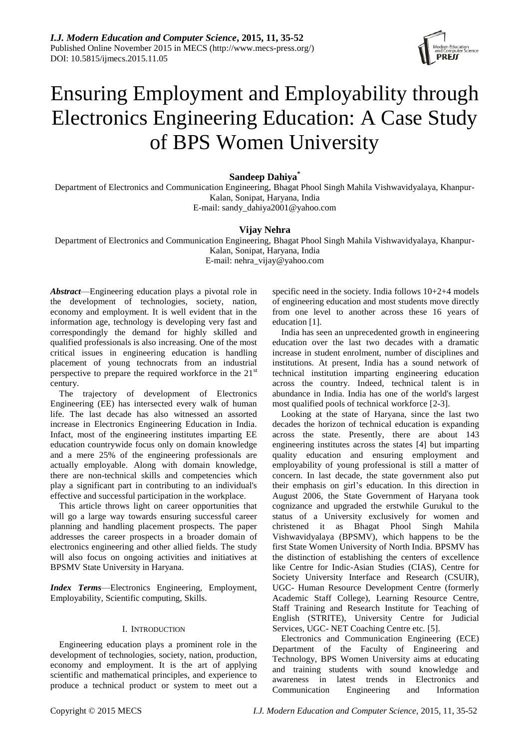# Ensuring Employment and Employability through Electronics Engineering Education: A Case Study of BPS Women University

**Sandeep Dahiya***

Department of Electronics and Communication Engineering, Bhagat Phool Singh Mahila Vishwavidyalaya, Khanpur-Kalan, Sonipat, Haryana, India

E-mail: sandy_dahiya2001@yahoo.com

**Vijay Nehra**

Department of Electronics and Communication Engineering, Bhagat Phool Singh Mahila Vishwavidyalaya, Khanpur-Kalan, Sonipat, Haryana, India

E-mail: nehra_vijay@yahoo.com

***Abstract***—Engineering education plays a pivotal role in the development of technologies, society, nation, economy and employment. It is well evident that in the information age, technology is developing very fast and correspondingly the demand for highly skilled and qualified professionals is also increasing. One of the most critical issues in engineering education is handling placement of young technocrats from an industrial perspective to prepare the required workforce in the 21st century.

The trajectory of development of Electronics Engineering (EE) has intersected every walk of human life. The last decade has also witnessed an assorted increase in Electronics Engineering Education in India. Infact, most of the engineering institutes imparting EE education countrywide focus only on domain knowledge and a mere 25% of the engineering professionals are actually employable. Along with domain knowledge, there are non-technical skills and competencies which play a significant part in contributing to an individual's effective and successful participation in the workplace.

This article throws light on career opportunities that will go a large way towards ensuring successful career planning and handling placement prospects. The paper addresses the career prospects in a broader domain of electronics engineering and other allied fields. The study will also focus on ongoing activities and initiatives at BPSMV State University in Haryana.

***Index Terms***—Electronics Engineering, Employment, Employability, Scientific computing, Skills.

## I. Introduction

Engineering education plays a prominent role in the development of technologies, society, nation, production, economy and employment. It is the art of applying scientific and mathematical principles, and experience to produce a technical product or system to meet out a specific need in the society. India follows 10+2+4 models of engineering education and most students move directly from one level to another across these 16 years of education [1].

India has seen an unprecedented growth in engineering education over the last two decades with a dramatic increase in student enrolment, number of disciplines and institutions. At present, India has a sound network of technical institution imparting engineering education across the country. Indeed, technical talent is in abundance in India. India has one of the world's largest most qualified pools of technical workforce [2-3].

Looking at the state of Haryana, since the last two decades the horizon of technical education is expanding across the state. Presently, there are about 143 engineering institutes across the states [4] but imparting quality education and ensuring employment and employability of young professional is still a matter of concern. In last decade, the state government also put their emphasis on girl's education. In this direction in August 2006, the State Government of Haryana took cognizance and upgraded the erstwhile Gurukul to the status of a University exclusively for women and christened it as Bhagat Phool Singh Mahila Vishwavidyalaya (BPSMV), which happens to be the first State Women University of North India. BPSMV has the distinction of establishing the centers of excellence like Centre for Indic-Asian Studies (CIAS), Centre for Society University Interface and Research (CSUIR), UGC- Human Resource Development Centre (formerly Academic Staff College), Learning Resource Centre, Staff Training and Research Institute for Teaching of English (STRITE), University Centre for Judicial Services, UGC- NET Coaching Centre etc. [5].

Electronics and Communication Engineering (ECE) Department of the Faculty of Engineering and Technology, BPS Women University aims at educating and training students with sound knowledge and awareness in latest trends in Electronics and Communication Engineering and Information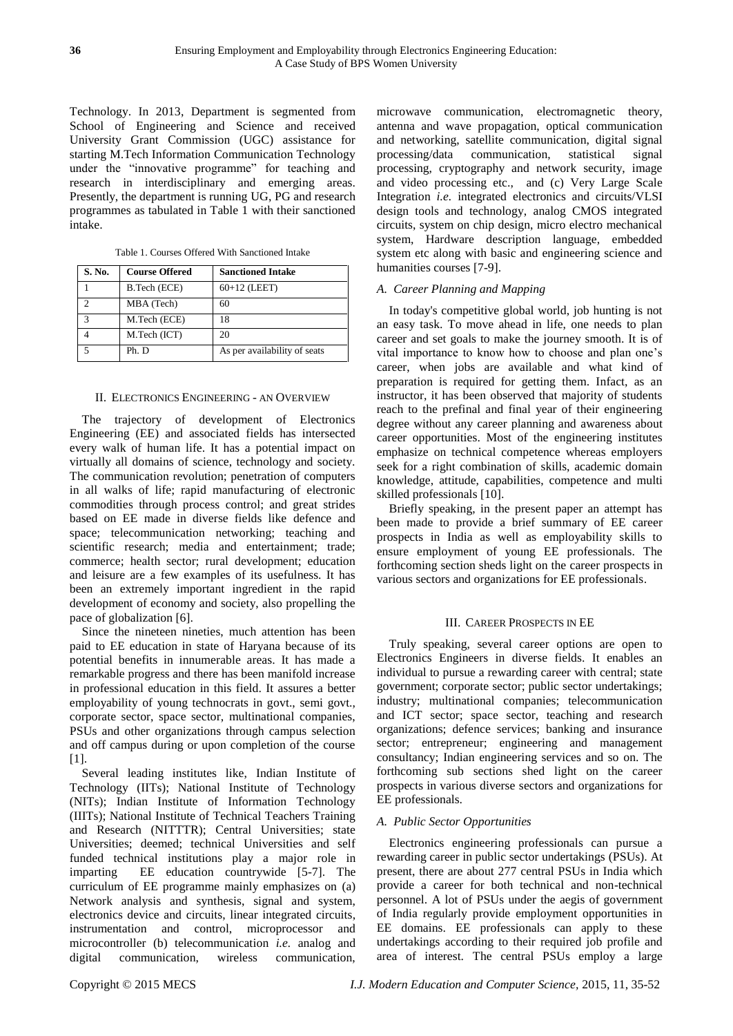Technology. In 2013, Department is segmented from School of Engineering and Science and received University Grant Commission (UGC) assistance for starting M.Tech Information Communication Technology under the "innovative programme" for teaching and research in interdisciplinary and emerging areas. Presently, the department is running UG, PG and research programmes as tabulated in Table 1 with their sanctioned intake.

Table 1. Courses Offered With Sanctioned Intake

| S. No. | Course Offered | Sanctioned Intake |
|---|---|---|
| 1 | B.Tech (ECE) | 60+12 (LEET) |
| 2 | MBA (Tech) | 60 |
| 3 | M.Tech (ECE) | 18 |
| 4 | M.Tech (ICT) | 20 |
| 5 | Ph. D | As per availability of seats |

## II. Electronics Engineering - An Overview

The trajectory of development of Electronics Engineering (EE) and associated fields has intersected every walk of human life. It has a potential impact on virtually all domains of science, technology and society. The communication revolution; penetration of computers in all walks of life; rapid manufacturing of electronic commodities through process control; and great strides based on EE made in diverse fields like defence and space; telecommunication networking; teaching and scientific research; media and entertainment; trade; commerce; health sector; rural development; education and leisure are a few examples of its usefulness. It has been an extremely important ingredient in the rapid development of economy and society, also propelling the pace of globalization [6].

Since the nineteen nineties, much attention has been paid to EE education in state of Haryana because of its potential benefits in innumerable areas. It has made a remarkable progress and there has been manifold increase in professional education in this field. It assures a better employability of young technocrats in govt., semi govt., corporate sector, space sector, multinational companies, PSUs and other organizations through campus selection and off campus during or upon completion of the course [1].

Several leading institutes like, Indian Institute of Technology (IITs); National Institute of Technology (NITs); Indian Institute of Information Technology (IIITs); National Institute of Technical Teachers Training and Research (NITTTR); Central Universities; state Universities; deemed; technical Universities and self funded technical institutions play a major role in imparting EE education countrywide [5-7]. The curriculum of EE programme mainly emphasizes on (a) Network analysis and synthesis, signal and system, electronics device and circuits, linear integrated circuits, instrumentation and control, microprocessor and microcontroller (b) telecommunication *i.e.* analog and digital communication, wireless communication, microwave communication, electromagnetic theory, antenna and wave propagation, optical communication and networking, satellite communication, digital signal processing/data communication, statistical signal processing, cryptography and network security, image and video processing etc., and (c) Very Large Scale Integration *i.e.* integrated electronics and circuits/VLSI design tools and technology, analog CMOS integrated circuits, system on chip design, micro electro mechanical system, Hardware description language, embedded system etc along with basic and engineering science and humanities courses [7-9].

### *A. Career Planning and Mapping*

In today's competitive global world, job hunting is not an easy task. To move ahead in life, one needs to plan career and set goals to make the journey smooth. It is of vital importance to know how to choose and plan one's career, when jobs are available and what kind of preparation is required for getting them. Infact, as an instructor, it has been observed that majority of students reach to the prefinal and final year of their engineering degree without any career planning and awareness about career opportunities. Most of the engineering institutes emphasize on technical competence whereas employers seek for a right combination of skills, academic domain knowledge, attitude, capabilities, competence and multi skilled professionals [10].

Briefly speaking, in the present paper an attempt has been made to provide a brief summary of EE career prospects in India as well as employability skills to ensure employment of young EE professionals. The forthcoming section sheds light on the career prospects in various sectors and organizations for EE professionals.

## III. Career Prospects in EE

Truly speaking, several career options are open to Electronics Engineers in diverse fields. It enables an individual to pursue a rewarding career with central; state government; corporate sector; public sector undertakings; industry; multinational companies; telecommunication and ICT sector; space sector, teaching and research organizations; defence services; banking and insurance sector; entrepreneur; engineering and management consultancy; Indian engineering services and so on. The forthcoming sub sections shed light on the career prospects in various diverse sectors and organizations for EE professionals.

### *A. Public Sector Opportunities*

Electronics engineering professionals can pursue a rewarding career in public sector undertakings (PSUs). At present, there are about 277 central PSUs in India which provide a career for both technical and non-technical personnel. A lot of PSUs under the aegis of government of India regularly provide employment opportunities in EE domains. EE professionals can apply to these undertakings according to their required job profile and area of interest. The central PSUs employ a large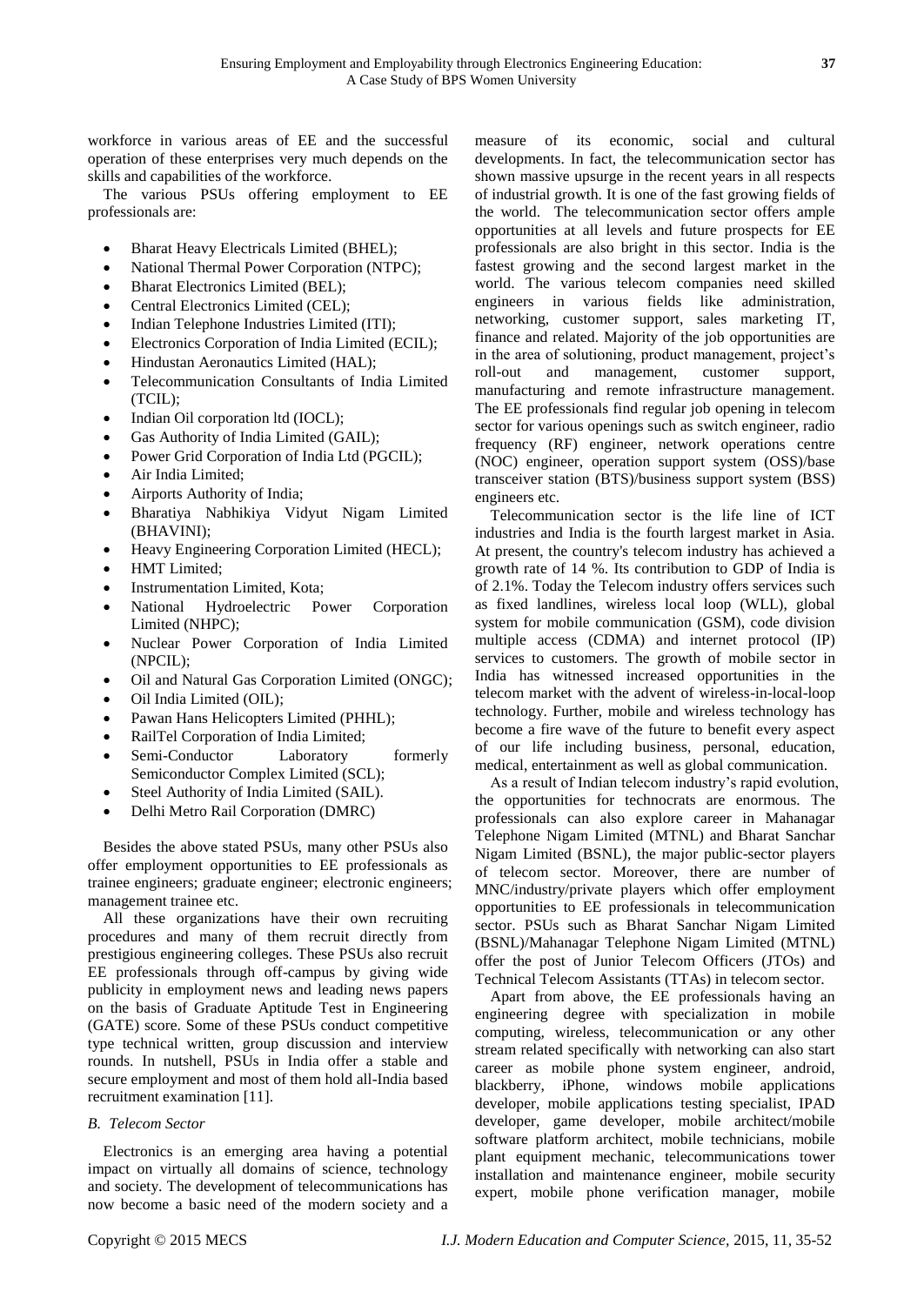workforce in various areas of EE and the successful operation of these enterprises very much depends on the skills and capabilities of the workforce.

The various PSUs offering employment to EE professionals are:

- Bharat Heavy Electricals Limited (BHEL);
- National Thermal Power Corporation (NTPC);
- Bharat Electronics Limited (BEL);
- Central Electronics Limited (CEL);
- Indian Telephone Industries Limited (ITI);
- Electronics Corporation of India Limited (ECIL);
- Hindustan Aeronautics Limited (HAL);
- Telecommunication Consultants of India Limited (TCIL);
- Indian Oil corporation ltd (IOCL);
- Gas Authority of India Limited (GAIL);
- Power Grid Corporation of India Ltd (PGCIL);
- Air India Limited;
- Airports Authority of India;
- Bharatiya Nabhikiya Vidyut Nigam Limited (BHAVINI);
- Heavy Engineering Corporation Limited (HECL);
- HMT Limited;
- Instrumentation Limited, Kota;
- National Hydroelectric Power Corporation Limited (NHPC);
- Nuclear Power Corporation of India Limited (NPCIL);
- Oil and Natural Gas Corporation Limited (ONGC);
- Oil India Limited (OIL);
- Pawan Hans Helicopters Limited (PHHL);
- RailTel Corporation of India Limited;
- Semi-Conductor Laboratory formerly Semiconductor Complex Limited (SCL);
- Steel Authority of India Limited (SAIL).
- Delhi Metro Rail Corporation (DMRC)

Besides the above stated PSUs, many other PSUs also offer employment opportunities to EE professionals as trainee engineers; graduate engineer; electronic engineers; management trainee etc.

All these organizations have their own recruiting procedures and many of them recruit directly from prestigious engineering colleges. These PSUs also recruit EE professionals through off-campus by giving wide publicity in employment news and leading news papers on the basis of Graduate Aptitude Test in Engineering (GATE) score. Some of these PSUs conduct competitive type technical written, group discussion and interview rounds. In nutshell, PSUs in India offer a stable and secure employment and most of them hold all-India based recruitment examination [11].

### *B. Telecom Sector*

Electronics is an emerging area having a potential impact on virtually all domains of science, technology and society. The development of telecommunications has now become a basic need of the modern society and a measure of its economic, social and cultural developments. In fact, the telecommunication sector has shown massive upsurge in the recent years in all respects of industrial growth. It is one of the fast growing fields of the world. The telecommunication sector offers ample opportunities at all levels and future prospects for EE professionals are also bright in this sector. India is the fastest growing and the second largest market in the world. The various telecom companies need skilled engineers in various fields like administration, networking, customer support, sales marketing IT, finance and related. Majority of the job opportunities are in the area of solutioning, product management, project's roll-out and management, customer support, manufacturing and remote infrastructure management. The EE professionals find regular job opening in telecom sector for various openings such as switch engineer, radio frequency (RF) engineer, network operations centre (NOC) engineer, operation support system (OSS)/base transceiver station (BTS)/business support system (BSS) engineers etc.

Telecommunication sector is the life line of ICT industries and India is the fourth largest market in Asia. At present, the country's telecom industry has achieved a growth rate of 14 %. Its contribution to GDP of India is of 2.1%. Today the Telecom industry offers services such as fixed landlines, wireless local loop (WLL), global system for mobile communication (GSM), code division multiple access (CDMA) and internet protocol (IP) services to customers. The growth of mobile sector in India has witnessed increased opportunities in the telecom market with the advent of wireless-in-local-loop technology. Further, mobile and wireless technology has become a fire wave of the future to benefit every aspect of our life including business, personal, education, medical, entertainment as well as global communication.

As a result of Indian telecom industry's rapid evolution, the opportunities for technocrats are enormous. The professionals can also explore career in Mahanagar Telephone Nigam Limited (MTNL) and Bharat Sanchar Nigam Limited (BSNL), the major public-sector players of telecom sector. Moreover, there are number of MNC/industry/private players which offer employment opportunities to EE professionals in telecommunication sector. PSUs such as Bharat Sanchar Nigam Limited (BSNL)/Mahanagar Telephone Nigam Limited (MTNL) offer the post of Junior Telecom Officers (JTOs) and Technical Telecom Assistants (TTAs) in telecom sector.

Apart from above, the EE professionals having an engineering degree with specialization in mobile computing, wireless, telecommunication or any other stream related specifically with networking can also start career as mobile phone system engineer, android, blackberry, iPhone, windows mobile applications developer, mobile applications testing specialist, IPAD developer, game developer, mobile architect/mobile software platform architect, mobile technicians, mobile plant equipment mechanic, telecommunications tower installation and maintenance engineer, mobile security expert, mobile phone verification manager, mobile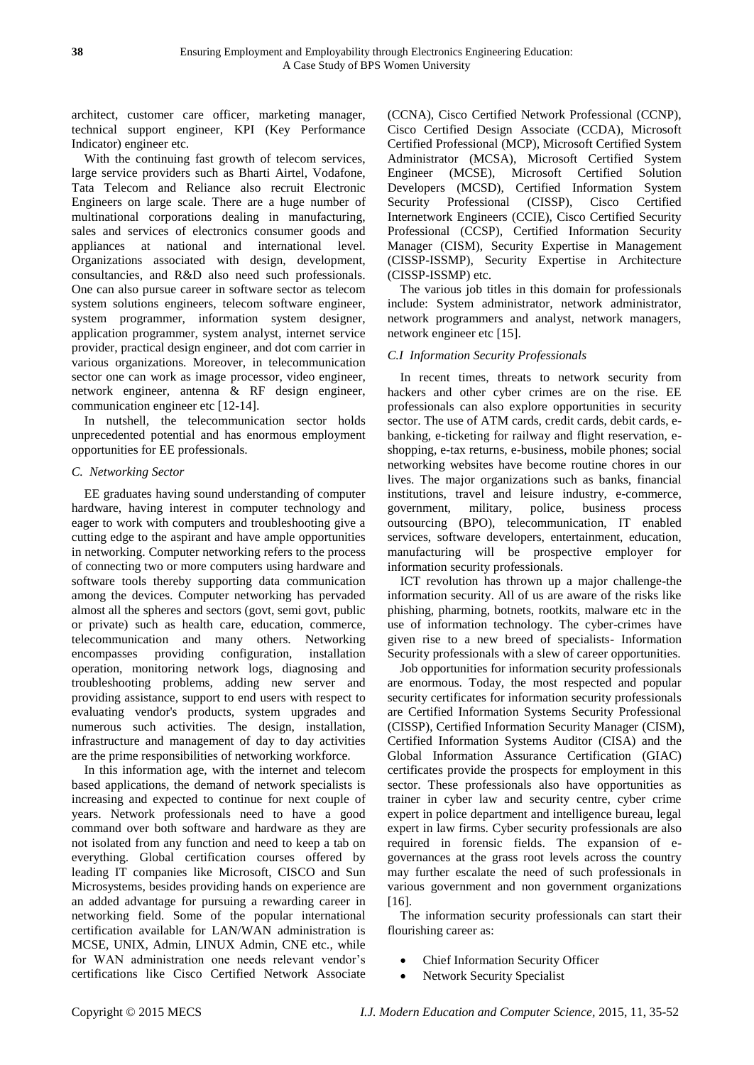architect, customer care officer, marketing manager, technical support engineer, KPI (Key Performance Indicator) engineer etc.

With the continuing fast growth of telecom services, large service providers such as Bharti Airtel, Vodafone, Tata Telecom and Reliance also recruit Electronic Engineers on large scale. There are a huge number of multinational corporations dealing in manufacturing, sales and services of electronics consumer goods and appliances at national and international level. Organizations associated with design, development, consultancies, and R&D also need such professionals. One can also pursue career in software sector as telecom system solutions engineers, telecom software engineer, system programmer, information system designer, application programmer, system analyst, internet service provider, practical design engineer, and dot com carrier in various organizations. Moreover, in telecommunication sector one can work as image processor, video engineer, network engineer, antenna & RF design engineer, communication engineer etc [12-14].

In nutshell, the telecommunication sector holds unprecedented potential and has enormous employment opportunities for EE professionals.

### *C. Networking Sector*

EE graduates having sound understanding of computer hardware, having interest in computer technology and eager to work with computers and troubleshooting give a cutting edge to the aspirant and have ample opportunities in networking. Computer networking refers to the process of connecting two or more computers using hardware and software tools thereby supporting data communication among the devices. Computer networking has pervaded almost all the spheres and sectors (govt, semi govt, public or private) such as health care, education, commerce, telecommunication and many others. Networking encompasses providing configuration, installation operation, monitoring network logs, diagnosing and troubleshooting problems, adding new server and providing assistance, support to end users with respect to evaluating vendor's products, system upgrades and numerous such activities. The design, installation, infrastructure and management of day to day activities are the prime responsibilities of networking workforce.

In this information age, with the internet and telecom based applications, the demand of network specialists is increasing and expected to continue for next couple of years. Network professionals need to have a good command over both software and hardware as they are not isolated from any function and need to keep a tab on everything. Global certification courses offered by leading IT companies like Microsoft, CISCO and Sun Microsystems, besides providing hands on experience are an added advantage for pursuing a rewarding career in networking field. Some of the popular international certification available for LAN/WAN administration is MCSE, UNIX, Admin, LINUX Admin, CNE etc., while for WAN administration one needs relevant vendor's certifications like Cisco Certified Network Associate (CCNA), Cisco Certified Network Professional (CCNP), Cisco Certified Design Associate (CCDA), Microsoft Certified Professional (MCP), Microsoft Certified System Administrator (MCSA), Microsoft Certified System Engineer (MCSE), Microsoft Certified Solution Developers (MCSD), Certified Information System Security Professional (CISSP), Cisco Certified Internetwork Engineers (CCIE), Cisco Certified Security Professional (CCSP), Certified Information Security Manager (CISM), Security Expertise in Management (CISSP-ISSMP), Security Expertise in Architecture (CISSP-ISSMP) etc.

The various job titles in this domain for professionals include: System administrator, network administrator, network programmers and analyst, network managers, network engineer etc [15].

#### *C.I Information Security Professionals*

In recent times, threats to network security from hackers and other cyber crimes are on the rise. EE professionals can also explore opportunities in security sector. The use of ATM cards, credit cards, debit cards, e-banking, e-ticketing for railway and flight reservation, e-shopping, e-tax returns, e-business, mobile phones; social networking websites have become routine chores in our lives. The major organizations such as banks, financial institutions, travel and leisure industry, e-commerce, government, military, police, business process outsourcing (BPO), telecommunication, IT enabled services, software developers, entertainment, education, manufacturing will be prospective employer for information security professionals.

ICT revolution has thrown up a major challenge-the information security. All of us are aware of the risks like phishing, pharming, botnets, rootkits, malware etc in the use of information technology. The cyber-crimes have given rise to a new breed of specialists- Information Security professionals with a slew of career opportunities.

Job opportunities for information security professionals are enormous. Today, the most respected and popular security certificates for information security professionals are Certified Information Systems Security Professional (CISSP), Certified Information Security Manager (CISM), Certified Information Systems Auditor (CISA) and the Global Information Assurance Certification (GIAC) certificates provide the prospects for employment in this sector. These professionals also have opportunities as trainer in cyber law and security centre, cyber crime expert in police department and intelligence bureau, legal expert in law firms. Cyber security professionals are also required in forensic fields. The expansion of e-governances at the grass root levels across the country may further escalate the need of such professionals in various government and non government organizations [16].

The information security professionals can start their flourishing career as:

- Chief Information Security Officer
- Network Security Specialist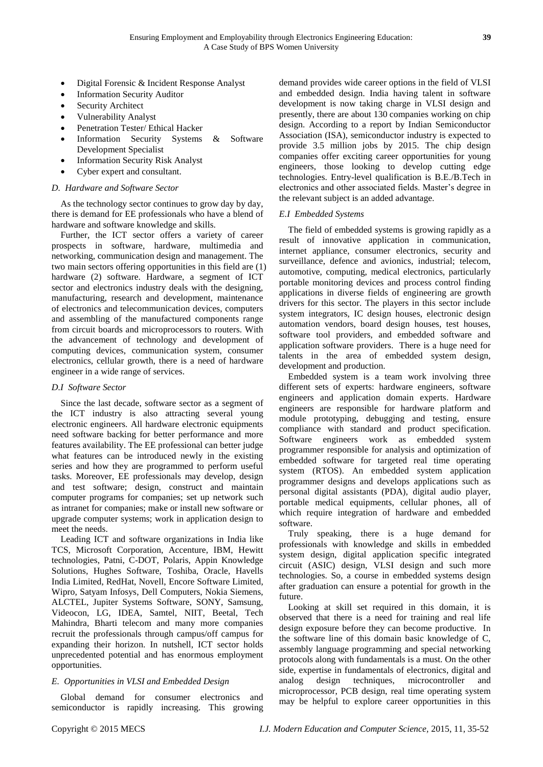- Digital Forensic & Incident Response Analyst
- Information Security Auditor
- Security Architect
- Vulnerability Analyst
- Penetration Tester/ Ethical Hacker
- Information Security Systems & Software Development Specialist
- Information Security Risk Analyst
- Cyber expert and consultant.

### *D. Hardware and Software Sector*

As the technology sector continues to grow day by day, there is demand for EE professionals who have a blend of hardware and software knowledge and skills.

Further, the ICT sector offers a variety of career prospects in software, hardware, multimedia and networking, communication design and management. The two main sectors offering opportunities in this field are (1) hardware (2) software. Hardware, a segment of ICT sector and electronics industry deals with the designing, manufacturing, research and development, maintenance of electronics and telecommunication devices, computers and assembling of the manufactured components range from circuit boards and microprocessors to routers. With the advancement of technology and development of computing devices, communication system, consumer electronics, cellular growth, there is a need of hardware engineer in a wide range of services.

#### *D.I Software Sector*

Since the last decade, software sector as a segment of the ICT industry is also attracting several young electronic engineers. All hardware electronic equipments need software backing for better performance and more features availability. The EE professional can better judge what features can be introduced newly in the existing series and how they are programmed to perform useful tasks. Moreover, EE professionals may develop, design and test software; design, construct and maintain computer programs for companies; set up network such as intranet for companies; make or install new software or upgrade computer systems; work in application design to meet the needs.

Leading ICT and software organizations in India like TCS, Microsoft Corporation, Accenture, IBM, Hewitt technologies, Patni, C-DOT, Polaris, Appin Knowledge Solutions, Hughes Software, Toshiba, Oracle, Havells India Limited, RedHat, Novell, Encore Software Limited, Wipro, Satyam Infosys, Dell Computers, Nokia Siemens, ALCTEL, Jupiter Systems Software, SONY, Samsung, Videocon, LG, IDEA, Samtel, NIIT, Beetal, Tech Mahindra, Bharti telecom and many more companies recruit the professionals through campus/off campus for expanding their horizon. In nutshell, ICT sector holds unprecedented potential and has enormous employment opportunities.

### *E. Opportunities in VLSI and Embedded Design*

Global demand for consumer electronics and semiconductor is rapidly increasing. This growing demand provides wide career options in the field of VLSI and embedded design. India having talent in software development is now taking charge in VLSI design and presently, there are about 130 companies working on chip design. According to a report by Indian Semiconductor Association (ISA), semiconductor industry is expected to provide 3.5 million jobs by 2015. The chip design companies offer exciting career opportunities for young engineers, those looking to develop cutting edge technologies. Entry-level qualification is B.E./B.Tech in electronics and other associated fields. Master's degree in the relevant subject is an added advantage.

#### *E.I Embedded Systems*

The field of embedded systems is growing rapidly as a result of innovative application in communication, internet appliance, consumer electronics, security and surveillance, defence and avionics, industrial; telecom, automotive, computing, medical electronics, particularly portable monitoring devices and process control finding applications in diverse fields of engineering are growth drivers for this sector. The players in this sector include system integrators, IC design houses, electronic design automation vendors, board design houses, test houses, software tool providers, and embedded software and application software providers. There is a huge need for talents in the area of embedded system design, development and production.

Embedded system is a team work involving three different sets of experts: hardware engineers, software engineers and application domain experts. Hardware engineers are responsible for hardware platform and module prototyping, debugging and testing, ensure compliance with standard and product specification. Software engineers work as embedded system programmer responsible for analysis and optimization of embedded software for targeted real time operating system (RTOS). An embedded system application programmer designs and develops applications such as personal digital assistants (PDA), digital audio player, portable medical equipments, cellular phones, all of which require integration of hardware and embedded software.

Truly speaking, there is a huge demand for professionals with knowledge and skills in embedded system design, digital application specific integrated circuit (ASIC) design, VLSI design and such more technologies. So, a course in embedded systems design after graduation can ensure a potential for growth in the future.

Looking at skill set required in this domain, it is observed that there is a need for training and real life design exposure before they can become productive. In the software line of this domain basic knowledge of C, assembly language programming and special networking protocols along with fundamentals is a must. On the other side, expertise in fundamentals of electronics, digital and analog design techniques, microcontroller and microprocessor, PCB design, real time operating system may be helpful to explore career opportunities in this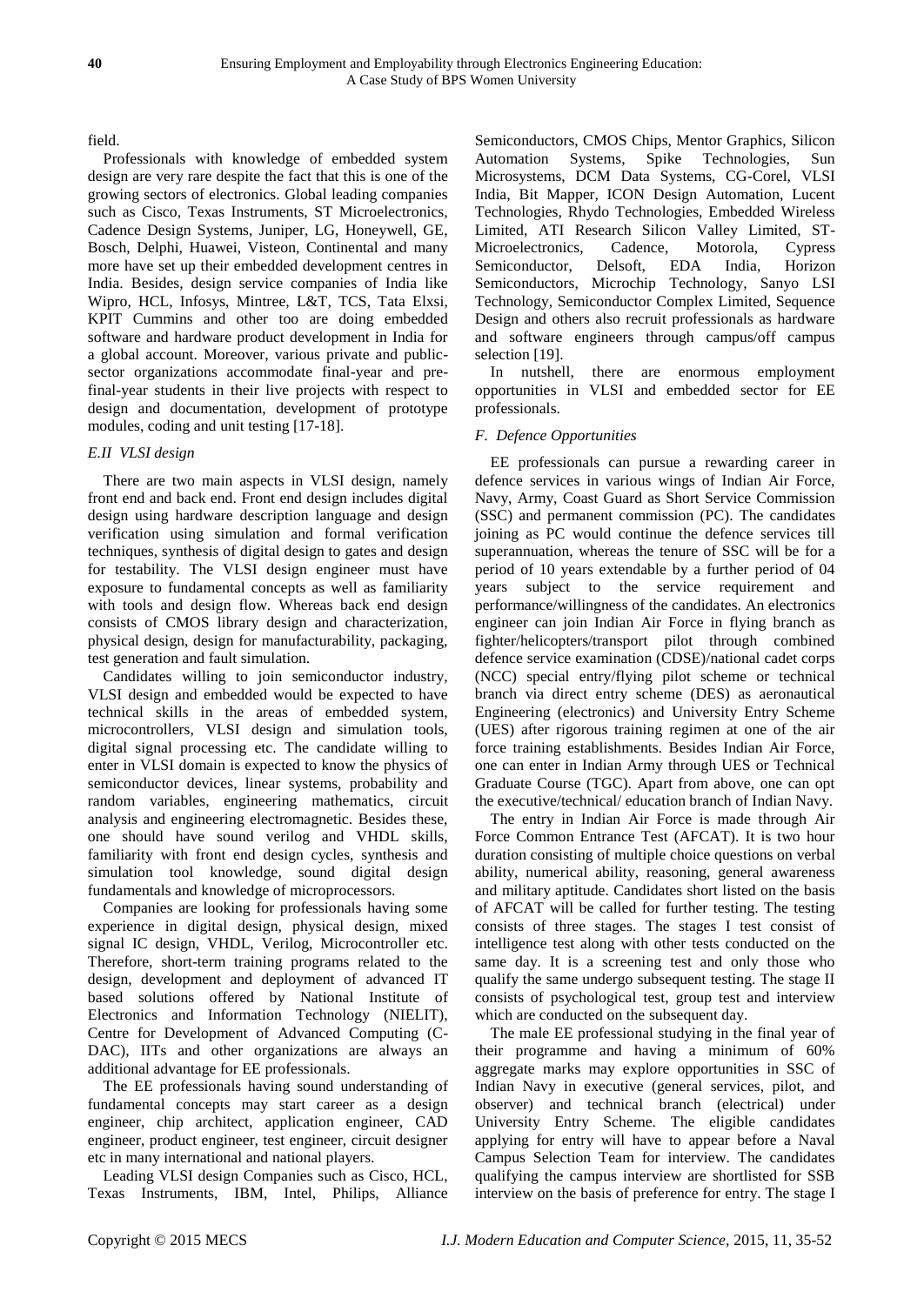field.

Professionals with knowledge of embedded system design are very rare despite the fact that this is one of the growing sectors of electronics. Global leading companies such as Cisco, Texas Instruments, ST Microelectronics, Cadence Design Systems, Juniper, LG, Honeywell, GE, Bosch, Delphi, Huawei, Visteon, Continental and many more have set up their embedded development centres in India. Besides, design service companies of India like Wipro, HCL, Infosys, Mintree, L&T, TCS, Tata Elxsi, KPIT Cummins and other too are doing embedded software and hardware product development in India for a global account. Moreover, various private and public-sector organizations accommodate final-year and pre-final-year students in their live projects with respect to design and documentation, development of prototype modules, coding and unit testing [17-18].

### *E.II VLSI design*

There are two main aspects in VLSI design, namely front end and back end. Front end design includes digital design using hardware description language and design verification using simulation and formal verification techniques, synthesis of digital design to gates and design for testability. The VLSI design engineer must have exposure to fundamental concepts as well as familiarity with tools and design flow. Whereas back end design consists of CMOS library design and characterization, physical design, design for manufacturability, packaging, test generation and fault simulation.

Candidates willing to join semiconductor industry, VLSI design and embedded would be expected to have technical skills in the areas of embedded system, microcontrollers, VLSI design and simulation tools, digital signal processing etc. The candidate willing to enter in VLSI domain is expected to know the physics of semiconductor devices, linear systems, probability and random variables, engineering mathematics, circuit analysis and engineering electromagnetic. Besides these, one should have sound verilog and VHDL skills, familiarity with front end design cycles, synthesis and simulation tool knowledge, sound digital design fundamentals and knowledge of microprocessors.

Companies are looking for professionals having some experience in digital design, physical design, mixed signal IC design, VHDL, Verilog, Microcontroller etc. Therefore, short-term training programs related to the design, development and deployment of advanced IT based solutions offered by National Institute of Electronics and Information Technology (NIELIT), Centre for Development of Advanced Computing (C-DAC), IITs and other organizations are always an additional advantage for EE professionals.

The EE professionals having sound understanding of fundamental concepts may start career as a design engineer, chip architect, application engineer, CAD engineer, product engineer, test engineer, circuit designer etc in many international and national players.

Leading VLSI design Companies such as Cisco, HCL, Texas Instruments, IBM, Intel, Philips, Alliance Semiconductors, CMOS Chips, Mentor Graphics, Silicon Automation Systems, Spike Technologies, Sun Microsystems, DCM Data Systems, CG-Corel, VLSI India, Bit Mapper, ICON Design Automation, Lucent Technologies, Rhydo Technologies, Embedded Wireless Limited, ATI Research Silicon Valley Limited, ST-Microelectronics, Cadence, Motorola, Cypress Semiconductor, Delsoft, EDA India, Horizon Semiconductors, Microchip Technology, Sanyo LSI Technology, Semiconductor Complex Limited, Sequence Design and others also recruit professionals as hardware and software engineers through campus/off campus selection [19].

In nutshell, there are enormous employment opportunities in VLSI and embedded sector for EE professionals.

### *F. Defence Opportunities*

EE professionals can pursue a rewarding career in defence services in various wings of Indian Air Force, Navy, Army, Coast Guard as Short Service Commission (SSC) and permanent commission (PC). The candidates joining as PC would continue the defence services till superannuation, whereas the tenure of SSC will be for a period of 10 years extendable by a further period of 04 years subject to the service requirement and performance/willingness of the candidates. An electronics engineer can join Indian Air Force in flying branch as fighter/helicopters/transport pilot through combined defence service examination (CDSE)/national cadet corps (NCC) special entry/flying pilot scheme or technical branch via direct entry scheme (DES) as aeronautical Engineering (electronics) and University Entry Scheme (UES) after rigorous training regimen at one of the air force training establishments. Besides Indian Air Force, one can enter in Indian Army through UES or Technical Graduate Course (TGC). Apart from above, one can opt the executive/technical/ education branch of Indian Navy.

The entry in Indian Air Force is made through Air Force Common Entrance Test (AFCAT). It is two hour duration consisting of multiple choice questions on verbal ability, numerical ability, reasoning, general awareness and military aptitude. Candidates short listed on the basis of AFCAT will be called for further testing. The testing consists of three stages. The stages I test consist of intelligence test along with other tests conducted on the same day. It is a screening test and only those who qualify the same undergo subsequent testing. The stage II consists of psychological test, group test and interview which are conducted on the subsequent day.

The male EE professional studying in the final year of their programme and having a minimum of 60% aggregate marks may explore opportunities in SSC of Indian Navy in executive (general services, pilot, and observer) and technical branch (electrical) under University Entry Scheme. The eligible candidates applying for entry will have to appear before a Naval Campus Selection Team for interview. The candidates qualifying the campus interview are shortlisted for SSB interview on the basis of preference for entry. The stage I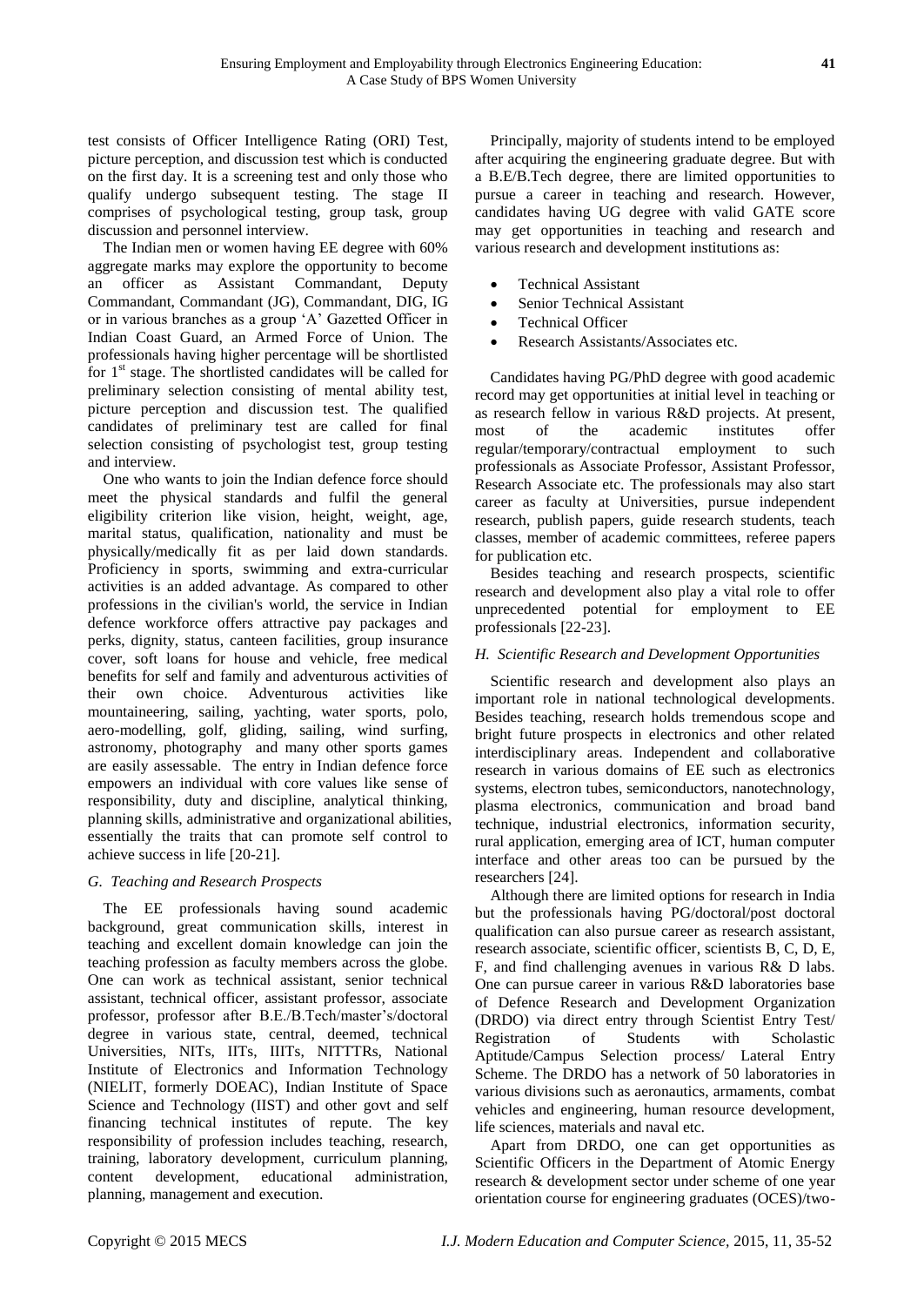test consists of Officer Intelligence Rating (ORI) Test, picture perception, and discussion test which is conducted on the first day. It is a screening test and only those who qualify undergo subsequent testing. The stage II comprises of psychological testing, group task, group discussion and personnel interview.

The Indian men or women having EE degree with 60% aggregate marks may explore the opportunity to become an officer as Assistant Commandant, Deputy Commandant, Commandant (JG), Commandant, DIG, IG or in various branches as a group 'A' Gazetted Officer in Indian Coast Guard, an Armed Force of Union. The professionals having higher percentage will be shortlisted for 1st stage. The shortlisted candidates will be called for preliminary selection consisting of mental ability test, picture perception and discussion test. The qualified candidates of preliminary test are called for final selection consisting of psychologist test, group testing and interview.

One who wants to join the Indian defence force should meet the physical standards and fulfil the general eligibility criterion like vision, height, weight, age, marital status, qualification, nationality and must be physically/medically fit as per laid down standards. Proficiency in sports, swimming and extra-curricular activities is an added advantage. As compared to other professions in the civilian's world, the service in Indian defence workforce offers attractive pay packages and perks, dignity, status, canteen facilities, group insurance cover, soft loans for house and vehicle, free medical benefits for self and family and adventurous activities of their own choice. Adventurous activities like mountaineering, sailing, yachting, water sports, polo, aero-modelling, golf, gliding, sailing, wind surfing, astronomy, photography and many other sports games are easily assessable. The entry in Indian defence force empowers an individual with core values like sense of responsibility, duty and discipline, analytical thinking, planning skills, administrative and organizational abilities, essentially the traits that can promote self control to achieve success in life [20-21].

### *G. Teaching and Research Prospects*

The EE professionals having sound academic background, great communication skills, interest in teaching and excellent domain knowledge can join the teaching profession as faculty members across the globe. One can work as technical assistant, senior technical assistant, technical officer, assistant professor, associate professor, professor after B.E./B.Tech/master's/doctoral degree in various state, central, deemed, technical Universities, NITs, IITs, IIITs, NITTTRs, National Institute of Electronics and Information Technology (NIELIT, formerly DOEAC), Indian Institute of Space Science and Technology (IIST) and other govt and self financing technical institutes of repute. The key responsibility of profession includes teaching, research, training, laboratory development, curriculum planning, content development, educational administration, planning, management and execution.

Principally, majority of students intend to be employed after acquiring the engineering graduate degree. But with a B.E/B.Tech degree, there are limited opportunities to pursue a career in teaching and research. However, candidates having UG degree with valid GATE score may get opportunities in teaching and research and various research and development institutions as:

- Technical Assistant
- Senior Technical Assistant
- Technical Officer
- Research Assistants/Associates etc.

Candidates having PG/PhD degree with good academic record may get opportunities at initial level in teaching or as research fellow in various R&D projects. At present, most of the academic institutes offer regular/temporary/contractual employment to such professionals as Associate Professor, Assistant Professor, Research Associate etc. The professionals may also start career as faculty at Universities, pursue independent research, publish papers, guide research students, teach classes, member of academic committees, referee papers for publication etc.

Besides teaching and research prospects, scientific research and development also play a vital role to offer unprecedented potential for employment to EE professionals [22-23].

### *H. Scientific Research and Development Opportunities*

Scientific research and development also plays an important role in national technological developments. Besides teaching, research holds tremendous scope and bright future prospects in electronics and other related interdisciplinary areas. Independent and collaborative research in various domains of EE such as electronics systems, electron tubes, semiconductors, nanotechnology, plasma electronics, communication and broad band technique, industrial electronics, information security, rural application, emerging area of ICT, human computer interface and other areas too can be pursued by the researchers [24].

Although there are limited options for research in India but the professionals having PG/doctoral/post doctoral qualification can also pursue career as research assistant, research associate, scientific officer, scientists B, C, D, E, F, and find challenging avenues in various R& D labs. One can pursue career in various R&D laboratories base of Defence Research and Development Organization (DRDO) via direct entry through Scientist Entry Test/ Registration of Students with Scholastic Aptitude/Campus Selection process/ Lateral Entry Scheme. The DRDO has a network of 50 laboratories in various divisions such as aeronautics, armaments, combat vehicles and engineering, human resource development, life sciences, materials and naval etc.

Apart from DRDO, one can get opportunities as Scientific Officers in the Department of Atomic Energy research & development sector under scheme of one year orientation course for engineering graduates (OCES)/two-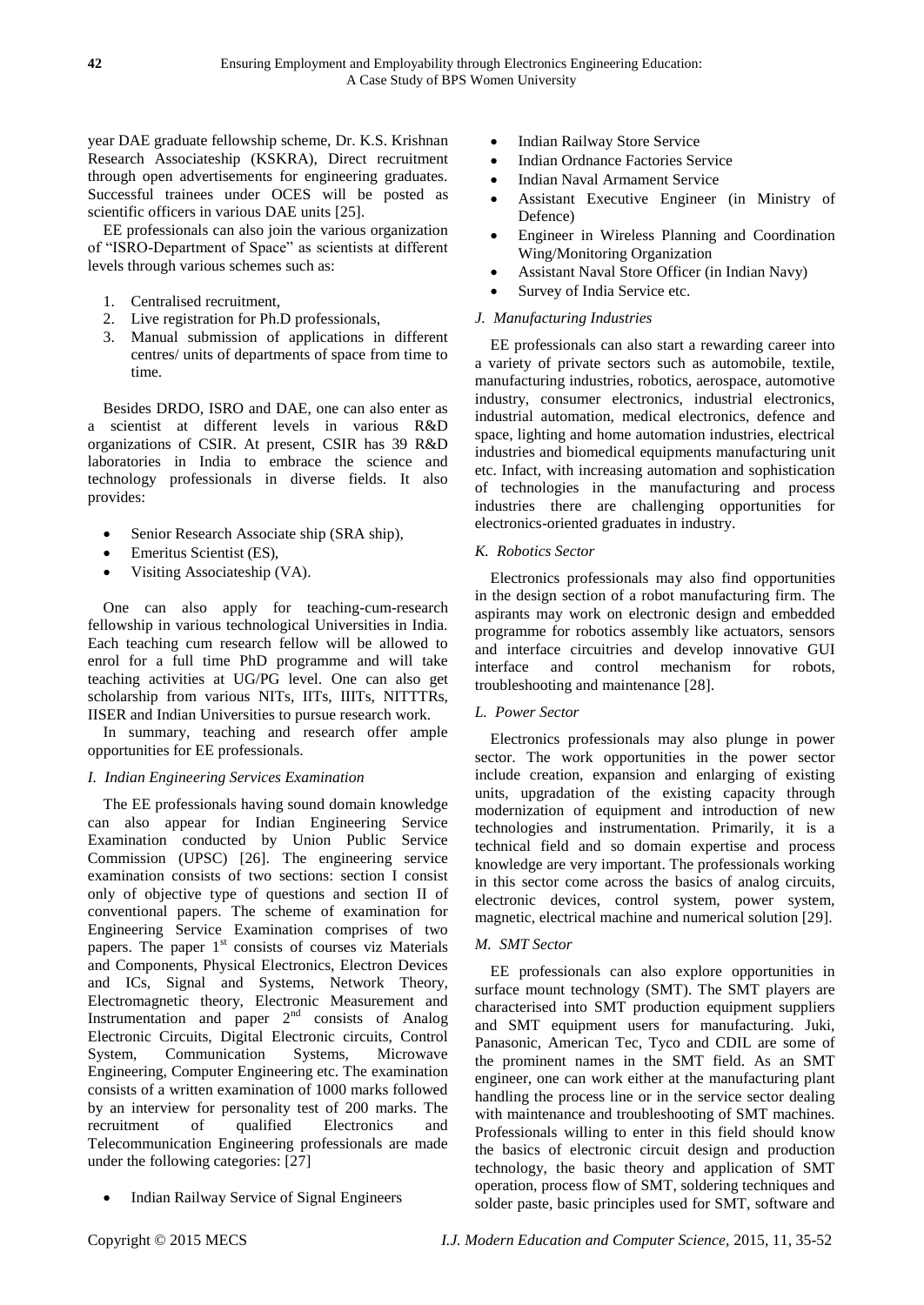year DAE graduate fellowship scheme, Dr. K.S. Krishnan Research Associateship (KSKRA), Direct recruitment through open advertisements for engineering graduates. Successful trainees under OCES will be posted as scientific officers in various DAE units [25].

EE professionals can also join the various organization of "ISRO-Department of Space" as scientists at different levels through various schemes such as:

1. Centralised recruitment,
2. Live registration for Ph.D professionals,
3. Manual submission of applications in different centres/ units of departments of space from time to time.

Besides DRDO, ISRO and DAE, one can also enter as a scientist at different levels in various R&D organizations of CSIR. At present, CSIR has 39 R&D laboratories in India to embrace the science and technology professionals in diverse fields. It also provides:

- Senior Research Associate ship (SRA ship),
- Emeritus Scientist (ES),
- Visiting Associateship (VA).

One can also apply for teaching-cum-research fellowship in various technological Universities in India. Each teaching cum research fellow will be allowed to enrol for a full time PhD programme and will take teaching activities at UG/PG level. One can also get scholarship from various NITs, IITs, IIITs, NITTTRs, IISER and Indian Universities to pursue research work.

In summary, teaching and research offer ample opportunities for EE professionals.

### *I. Indian Engineering Services Examination*

The EE professionals having sound domain knowledge can also appear for Indian Engineering Service Examination conducted by Union Public Service Commission (UPSC) [26]. The engineering service examination consists of two sections: section I consist only of objective type of questions and section II of conventional papers. The scheme of examination for Engineering Service Examination comprises of two papers. The paper 1st consists of courses viz Materials and Components, Physical Electronics, Electron Devices and ICs, Signal and Systems, Network Theory, Electromagnetic theory, Electronic Measurement and Instrumentation and paper 2nd consists of Analog Electronic Circuits, Digital Electronic circuits, Control System, Communication Systems, Microwave Engineering, Computer Engineering etc. The examination consists of a written examination of 1000 marks followed by an interview for personality test of 200 marks. The recruitment of qualified Electronics and Telecommunication Engineering professionals are made under the following categories: [27]

- Indian Railway Service of Signal Engineers
- Indian Railway Store Service
- Indian Ordnance Factories Service
- Indian Naval Armament Service
- Assistant Executive Engineer (in Ministry of Defence)
- Engineer in Wireless Planning and Coordination Wing/Monitoring Organization
- Assistant Naval Store Officer (in Indian Navy)
- Survey of India Service etc.

### *J. Manufacturing Industries*

EE professionals can also start a rewarding career into a variety of private sectors such as automobile, textile, manufacturing industries, robotics, aerospace, automotive industry, consumer electronics, industrial electronics, industrial automation, medical electronics, defence and space, lighting and home automation industries, electrical industries and biomedical equipments manufacturing unit etc. Infact, with increasing automation and sophistication of technologies in the manufacturing and process industries there are challenging opportunities for electronics-oriented graduates in industry.

### *K. Robotics Sector*

Electronics professionals may also find opportunities in the design section of a robot manufacturing firm. The aspirants may work on electronic design and embedded programme for robotics assembly like actuators, sensors and interface circuitries and develop innovative GUI interface and control mechanism for robots, troubleshooting and maintenance [28].

### *L. Power Sector*

Electronics professionals may also plunge in power sector. The work opportunities in the power sector include creation, expansion and enlarging of existing units, upgradation of the existing capacity through modernization of equipment and introduction of new technologies and instrumentation. Primarily, it is a technical field and so domain expertise and process knowledge are very important. The professionals working in this sector come across the basics of analog circuits, electronic devices, control system, power system, magnetic, electrical machine and numerical solution [29].

### *M. SMT Sector*

EE professionals can also explore opportunities in surface mount technology (SMT). The SMT players are characterised into SMT production equipment suppliers and SMT equipment users for manufacturing. Juki, Panasonic, American Tec, Tyco and CDIL are some of the prominent names in the SMT field. As an SMT engineer, one can work either at the manufacturing plant handling the process line or in the service sector dealing with maintenance and troubleshooting of SMT machines. Professionals willing to enter in this field should know the basics of electronic circuit design and production technology, the basic theory and application of SMT operation, process flow of SMT, soldering techniques and solder paste, basic principles used for SMT, software and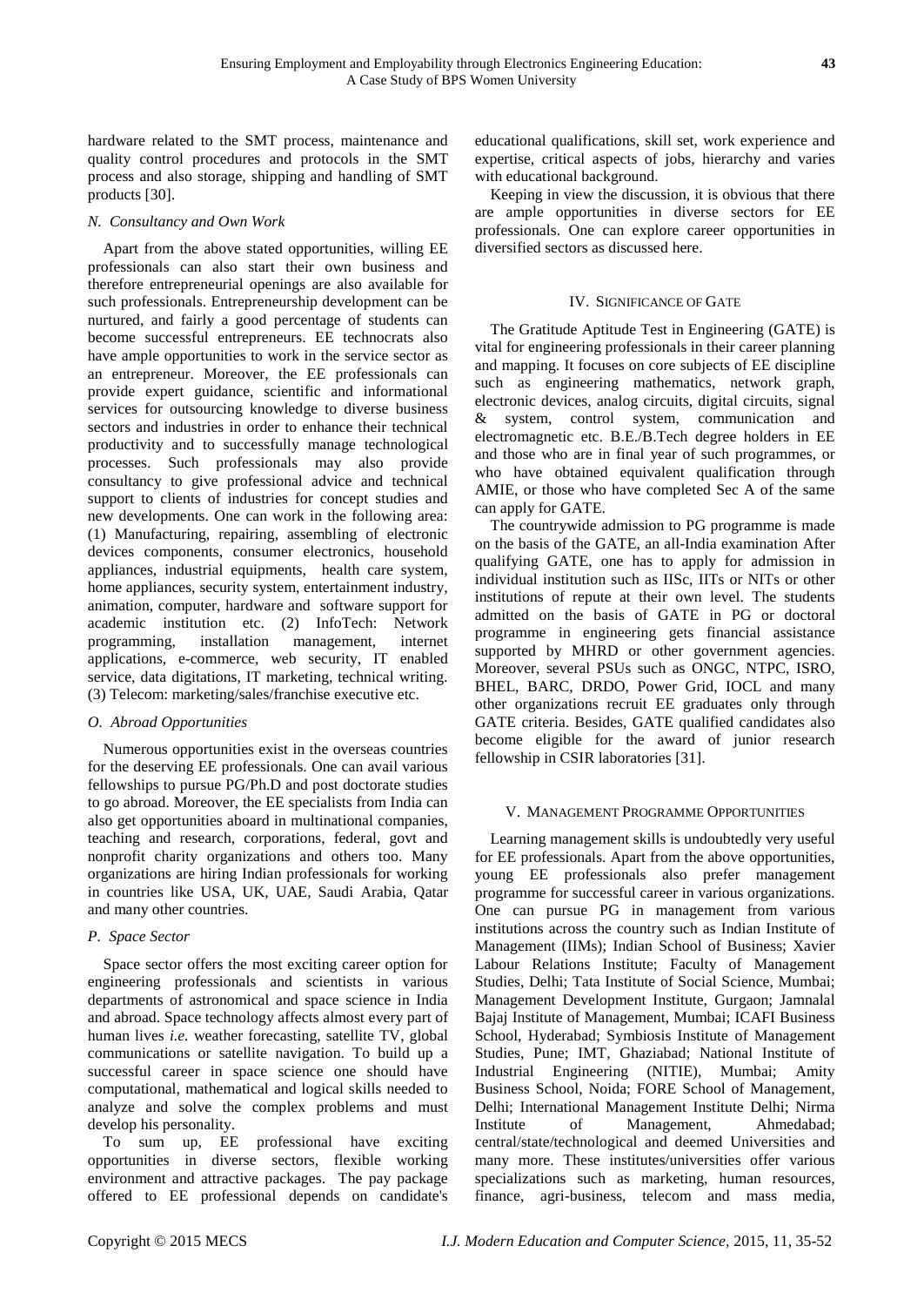hardware related to the SMT process, maintenance and quality control procedures and protocols in the SMT process and also storage, shipping and handling of SMT products [30].

### *N. Consultancy and Own Work*

Apart from the above stated opportunities, willing EE professionals can also start their own business and therefore entrepreneurial openings are also available for such professionals. Entrepreneurship development can be nurtured, and fairly a good percentage of students can become successful entrepreneurs. EE technocrats also have ample opportunities to work in the service sector as an entrepreneur. Moreover, the EE professionals can provide expert guidance, scientific and informational services for outsourcing knowledge to diverse business sectors and industries in order to enhance their technical productivity and to successfully manage technological processes. Such professionals may also provide consultancy to give professional advice and technical support to clients of industries for concept studies and new developments. One can work in the following area: (1) Manufacturing, repairing, assembling of electronic devices components, consumer electronics, household appliances, industrial equipments, health care system, home appliances, security system, entertainment industry, animation, computer, hardware and software support for academic institution etc. (2) InfoTech: Network programming, installation management, internet applications, e-commerce, web security, IT enabled service, data digitations, IT marketing, technical writing. (3) Telecom: marketing/sales/franchise executive etc.

### *O. Abroad Opportunities*

Numerous opportunities exist in the overseas countries for the deserving EE professionals. One can avail various fellowships to pursue PG/Ph.D and post doctorate studies to go abroad. Moreover, the EE specialists from India can also get opportunities aboard in multinational companies, teaching and research, corporations, federal, govt and nonprofit charity organizations and others too. Many organizations are hiring Indian professionals for working in countries like USA, UK, UAE, Saudi Arabia, Qatar and many other countries.

### *P. Space Sector*

Space sector offers the most exciting career option for engineering professionals and scientists in various departments of astronomical and space science in India and abroad. Space technology affects almost every part of human lives *i.e.* weather forecasting, satellite TV, global communications or satellite navigation. To build up a successful career in space science one should have computational, mathematical and logical skills needed to analyze and solve the complex problems and must develop his personality.

To sum up, EE professional have exciting opportunities in diverse sectors, flexible working environment and attractive packages. The pay package offered to EE professional depends on candidate's educational qualifications, skill set, work experience and expertise, critical aspects of jobs, hierarchy and varies with educational background.

Keeping in view the discussion, it is obvious that there are ample opportunities in diverse sectors for EE professionals. One can explore career opportunities in diversified sectors as discussed here.

## IV. Significance of Gate

The Gratitude Aptitude Test in Engineering (GATE) is vital for engineering professionals in their career planning and mapping. It focuses on core subjects of EE discipline such as engineering mathematics, network graph, electronic devices, analog circuits, digital circuits, signal & system, control system, communication and electromagnetic etc. B.E./B.Tech degree holders in EE and those who are in final year of such programmes, or who have obtained equivalent qualification through AMIE, or those who have completed Sec A of the same can apply for GATE.

The countrywide admission to PG programme is made on the basis of the GATE, an all-India examination After qualifying GATE, one has to apply for admission in individual institution such as IISc, IITs or NITs or other institutions of repute at their own level. The students admitted on the basis of GATE in PG or doctoral programme in engineering gets financial assistance supported by MHRD or other government agencies. Moreover, several PSUs such as ONGC, NTPC, ISRO, BHEL, BARC, DRDO, Power Grid, IOCL and many other organizations recruit EE graduates only through GATE criteria. Besides, GATE qualified candidates also become eligible for the award of junior research fellowship in CSIR laboratories [31].

## V. Management Programme Opportunities

Learning management skills is undoubtedly very useful for EE professionals. Apart from the above opportunities, young EE professionals also prefer management programme for successful career in various organizations. One can pursue PG in management from various institutions across the country such as Indian Institute of Management (IIMs); Indian School of Business; Xavier Labour Relations Institute; Faculty of Management Studies, Delhi; Tata Institute of Social Science, Mumbai; Management Development Institute, Gurgaon; Jamnalal Bajaj Institute of Management, Mumbai; ICAFI Business School, Hyderabad; Symbiosis Institute of Management Studies, Pune; IMT, Ghaziabad; National Institute of Industrial Engineering (NITIE), Mumbai; Amity Business School, Noida; FORE School of Management, Delhi; International Management Institute Delhi; Nirma Institute of Management, Ahmedabad; central/state/technological and deemed Universities and many more. These institutes/universities offer various specializations such as marketing, human resources, finance, agri-business, telecom and mass media,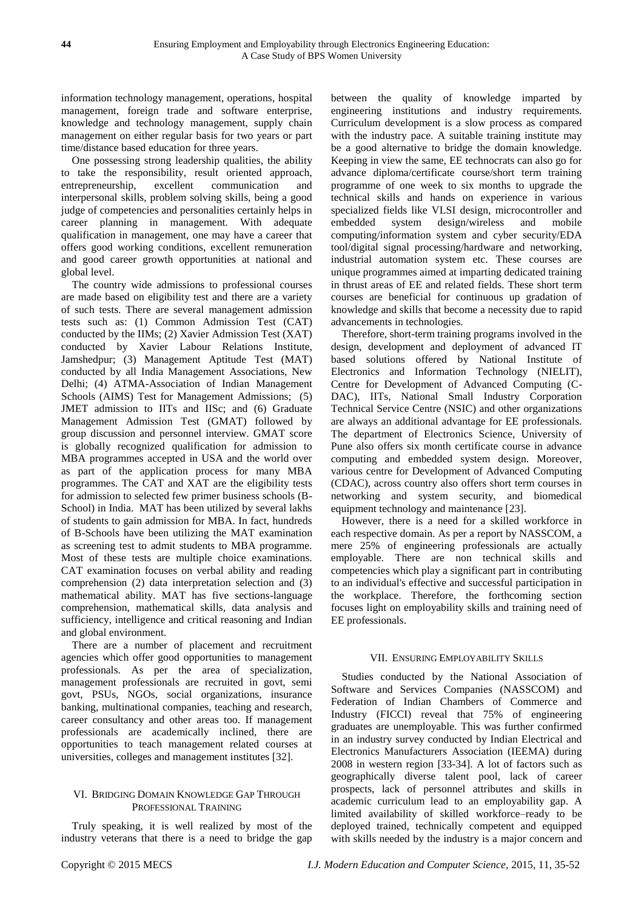information technology management, operations, hospital management, foreign trade and software enterprise, knowledge and technology management, supply chain management on either regular basis for two years or part time/distance based education for three years.

One possessing strong leadership qualities, the ability to take the responsibility, result oriented approach, entrepreneurship, excellent communication and interpersonal skills, problem solving skills, being a good judge of competencies and personalities certainly helps in career planning in management. With adequate qualification in management, one may have a career that offers good working conditions, excellent remuneration and good career growth opportunities at national and global level.

The country wide admissions to professional courses are made based on eligibility test and there are a variety of such tests. There are several management admission tests such as: (1) Common Admission Test (CAT) conducted by the IIMs; (2) Xavier Admission Test (XAT) conducted by Xavier Labour Relations Institute, Jamshedpur; (3) Management Aptitude Test (MAT) conducted by all India Management Associations, New Delhi; (4) ATMA-Association of Indian Management Schools (AIMS) Test for Management Admissions; (5) JMET admission to IITs and IISc; and (6) Graduate Management Admission Test (GMAT) followed by group discussion and personnel interview. GMAT score is globally recognized qualification for admission to MBA programmes accepted in USA and the world over as part of the application process for many MBA programmes. The CAT and XAT are the eligibility tests for admission to selected few primer business schools (B-School) in India. MAT has been utilized by several lakhs of students to gain admission for MBA. In fact, hundreds of B-Schools have been utilizing the MAT examination as screening test to admit students to MBA programme. Most of these tests are multiple choice examinations. CAT examination focuses on verbal ability and reading comprehension (2) data interpretation selection and (3) mathematical ability. MAT has five sections-language comprehension, mathematical skills, data analysis and sufficiency, intelligence and critical reasoning and Indian and global environment.

There are a number of placement and recruitment agencies which offer good opportunities to management professionals. As per the area of specialization, management professionals are recruited in govt, semi govt, PSUs, NGOs, social organizations, insurance banking, multinational companies, teaching and research, career consultancy and other areas too. If management professionals are academically inclined, there are opportunities to teach management related courses at universities, colleges and management institutes [32].

## VI. Bridging Domain Knowledge Gap Through Professional Training

Truly speaking, it is well realized by most of the industry veterans that there is a need to bridge the gap between the quality of knowledge imparted by engineering institutions and industry requirements. Curriculum development is a slow process as compared with the industry pace. A suitable training institute may be a good alternative to bridge the domain knowledge. Keeping in view the same, EE technocrats can also go for advance diploma/certificate course/short term training programme of one week to six months to upgrade the technical skills and hands on experience in various specialized fields like VLSI design, microcontroller and embedded system design/wireless and mobile computing/information system and cyber security/EDA tool/digital signal processing/hardware and networking, industrial automation system etc. These courses are unique programmes aimed at imparting dedicated training in thrust areas of EE and related fields. These short term courses are beneficial for continuous up gradation of knowledge and skills that become a necessity due to rapid advancements in technologies.

Therefore, short-term training programs involved in the design, development and deployment of advanced IT based solutions offered by National Institute of Electronics and Information Technology (NIELIT), Centre for Development of Advanced Computing (C-DAC), IITs, National Small Industry Corporation Technical Service Centre (NSIC) and other organizations are always an additional advantage for EE professionals. The department of Electronics Science, University of Pune also offers six month certificate course in advance computing and embedded system design. Moreover, various centre for Development of Advanced Computing (CDAC), across country also offers short term courses in networking and system security, and biomedical equipment technology and maintenance [23].

However, there is a need for a skilled workforce in each respective domain. As per a report by NASSCOM, a mere 25% of engineering professionals are actually employable. There are non technical skills and competencies which play a significant part in contributing to an individual's effective and successful participation in the workplace. Therefore, the forthcoming section focuses light on employability skills and training need of EE professionals.

## VII. Ensuring Employability Skills

Studies conducted by the National Association of Software and Services Companies (NASSCOM) and Federation of Indian Chambers of Commerce and Industry (FICCI) reveal that 75% of engineering graduates are unemployable. This was further confirmed in an industry survey conducted by Indian Electrical and Electronics Manufacturers Association (IEEMA) during 2008 in western region [33-34]. A lot of factors such as geographically diverse talent pool, lack of career prospects, lack of personnel attributes and skills in academic curriculum lead to an employability gap. A limited availability of skilled workforce–ready to be deployed trained, technically competent and equipped with skills needed by the industry is a major concern and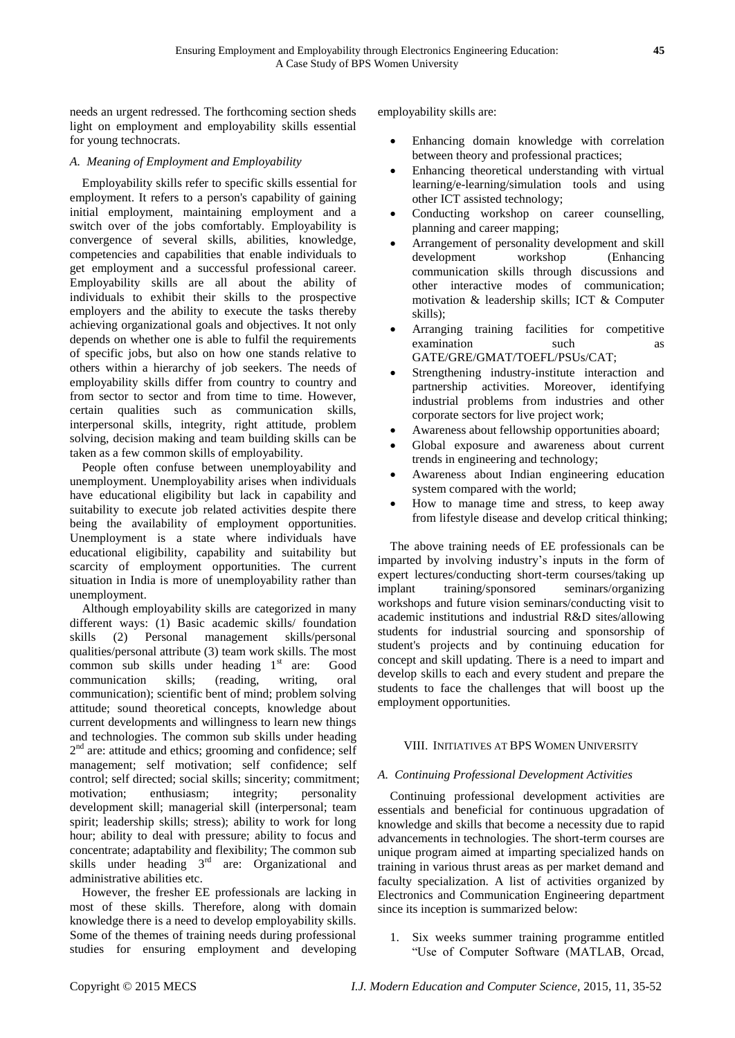needs an urgent redressed. The forthcoming section sheds light on employment and employability skills essential for young technocrats.

### *A. Meaning of Employment and Employability*

Employability skills refer to specific skills essential for employment. It refers to a person's capability of gaining initial employment, maintaining employment and a switch over of the jobs comfortably. Employability is convergence of several skills, abilities, knowledge, competencies and capabilities that enable individuals to get employment and a successful professional career. Employability skills are all about the ability of individuals to exhibit their skills to the prospective employers and the ability to execute the tasks thereby achieving organizational goals and objectives. It not only depends on whether one is able to fulfil the requirements of specific jobs, but also on how one stands relative to others within a hierarchy of job seekers. The needs of employability skills differ from country to country and from sector to sector and from time to time. However, certain qualities such as communication skills, interpersonal skills, integrity, right attitude, problem solving, decision making and team building skills can be taken as a few common skills of employability.

People often confuse between unemployability and unemployment. Unemployability arises when individuals have educational eligibility but lack in capability and suitability to execute job related activities despite there being the availability of employment opportunities. Unemployment is a state where individuals have educational eligibility, capability and suitability but scarcity of employment opportunities. The current situation in India is more of unemployability rather than unemployment.

Although employability skills are categorized in many different ways: (1) Basic academic skills/ foundation skills (2) Personal management skills/personal qualities/personal attribute (3) team work skills. The most common sub skills under heading 1st are: Good communication skills; (reading, writing, oral communication); scientific bent of mind; problem solving attitude; sound theoretical concepts, knowledge about current developments and willingness to learn new things and technologies. The common sub skills under heading 2nd are: attitude and ethics; grooming and confidence; self management; self motivation; self confidence; self control; self directed; social skills; sincerity; commitment; motivation; enthusiasm; integrity; personality development skill; managerial skill (interpersonal; team spirit; leadership skills; stress); ability to work for long hour; ability to deal with pressure; ability to focus and concentrate; adaptability and flexibility; The common sub skills under heading 3rd are: Organizational and administrative abilities etc.

However, the fresher EE professionals are lacking in most of these skills. Therefore, along with domain knowledge there is a need to develop employability skills. Some of the themes of training needs during professional studies for ensuring employment and developing employability skills are:

- Enhancing domain knowledge with correlation between theory and professional practices;
- Enhancing theoretical understanding with virtual learning/e-learning/simulation tools and using other ICT assisted technology;
- Conducting workshop on career counselling, planning and career mapping;
- Arrangement of personality development and skill development workshop (Enhancing communication skills through discussions and other interactive modes of communication; motivation & leadership skills; ICT & Computer skills);
- Arranging training facilities for competitive examination such as GATE/GRE/GMAT/TOEFL/PSUs/CAT;
- Strengthening industry-institute interaction and partnership activities. Moreover, identifying industrial problems from industries and other corporate sectors for live project work;
- Awareness about fellowship opportunities aboard;
- Global exposure and awareness about current trends in engineering and technology;
- Awareness about Indian engineering education system compared with the world;
- How to manage time and stress, to keep away from lifestyle disease and develop critical thinking;

The above training needs of EE professionals can be imparted by involving industry's inputs in the form of expert lectures/conducting short-term courses/taking up implant training/sponsored seminars/organizing workshops and future vision seminars/conducting visit to academic institutions and industrial R&D sites/allowing students for industrial sourcing and sponsorship of student's projects and by continuing education for concept and skill updating. There is a need to impart and develop skills to each and every student and prepare the students to face the challenges that will boost up the employment opportunities.

## VIII. Initiatives at BPS Women University

### *A. Continuing Professional Development Activities*

Continuing professional development activities are essentials and beneficial for continuous upgradation of knowledge and skills that become a necessity due to rapid advancements in technologies. The short-term courses are unique program aimed at imparting specialized hands on training in various thrust areas as per market demand and faculty specialization. A list of activities organized by Electronics and Communication Engineering department since its inception is summarized below:

1. Six weeks summer training programme entitled "Use of Computer Software (MATLAB, Orcad,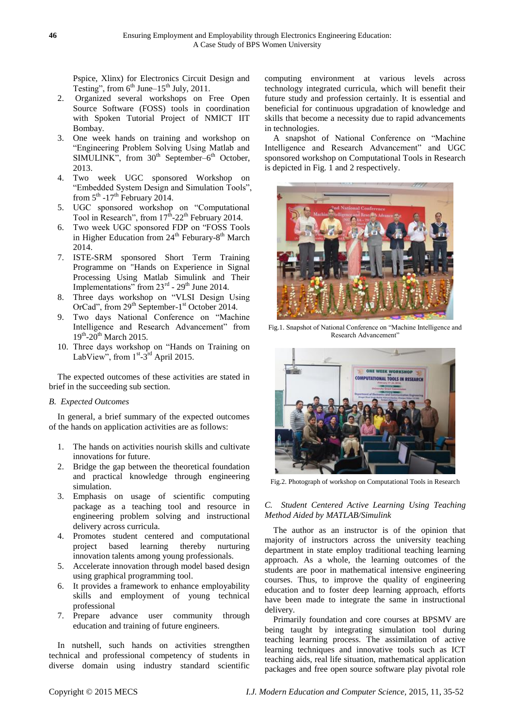Pspice, Xlinx) for Electronics Circuit Design and Testing", from 6th June–15th July, 2011.

2. Organized several workshops on Free Open Source Software (FOSS) tools in coordination with Spoken Tutorial Project of NMICT IIT Bombay.
3. One week hands on training and workshop on "Engineering Problem Solving Using Matlab and SIMULINK", from 30th September–6th October, 2013.
4. Two week UGC sponsored Workshop on "Embedded System Design and Simulation Tools", from 5th -17th February 2014.
5. UGC sponsored workshop on "Computational Tool in Research", from 17th-22th February 2014.
6. Two week UGC sponsored FDP on "FOSS Tools in Higher Education from 24th Feburary-8th March 2014.
7. ISTE-SRM sponsored Short Term Training Programme on "Hands on Experience in Signal Processing Using Matlab Simulink and Their Implementations" from 23rd - 29th June 2014.
8. Three days workshop on "VLSI Design Using OrCad", from 29th September-1st October 2014.
9. Two days National Conference on "Machine Intelligence and Research Advancement" from 19th-20th March 2015.
10. Three days workshop on "Hands on Training on LabView", from 1st-3rd April 2015.

The expected outcomes of these activities are stated in brief in the succeeding sub section.

### B. Expected Outcomes

In general, a brief summary of the expected outcomes of the hands on application activities are as follows:

1. The hands on activities nourish skills and cultivate innovations for future.
2. Bridge the gap between the theoretical foundation and practical knowledge through engineering simulation.
3. Emphasis on usage of scientific computing package as a teaching tool and resource in engineering problem solving and instructional delivery across curricula.
4. Promotes student centered and computational project based learning thereby nurturing innovation talents among young professionals.
5. Accelerate innovation through model based design using graphical programming tool.
6. It provides a framework to enhance employability skills and employment of young technical professional
7. Prepare advance user community through education and training of future engineers.

In nutshell, such hands on activities strengthen technical and professional competency of students in diverse domain using industry standard scientific computing environment at various levels across technology integrated curricula, which will benefit their future study and profession certainly. It is essential and beneficial for continuous upgradation of knowledge and skills that become a necessity due to rapid advancements in technologies.

A snapshot of National Conference on "Machine Intelligence and Research Advancement" and UGC sponsored workshop on Computational Tools in Research is depicted in Fig. 1 and 2 respectively.

Fig.1. Snapshot of National Conference on "Machine Intelligence and Research Advancement"

Fig.2. Photograph of workshop on Computational Tools in Research

### C. Student Centered Active Learning Using Teaching Method Aided by MATLAB/Simulink

The author as an instructor is of the opinion that majority of instructors across the university teaching department in state employ traditional teaching learning approach. As a whole, the learning outcomes of the students are poor in mathematical intensive engineering courses. Thus, to improve the quality of engineering education and to foster deep learning approach, efforts have been made to integrate the same in instructional delivery.

Primarily foundation and core courses at BPSMV are being taught by integrating simulation tool during teaching learning process. The assimilation of active learning techniques and innovative tools such as ICT teaching aids, real life situation, mathematical application packages and free open source software play pivotal role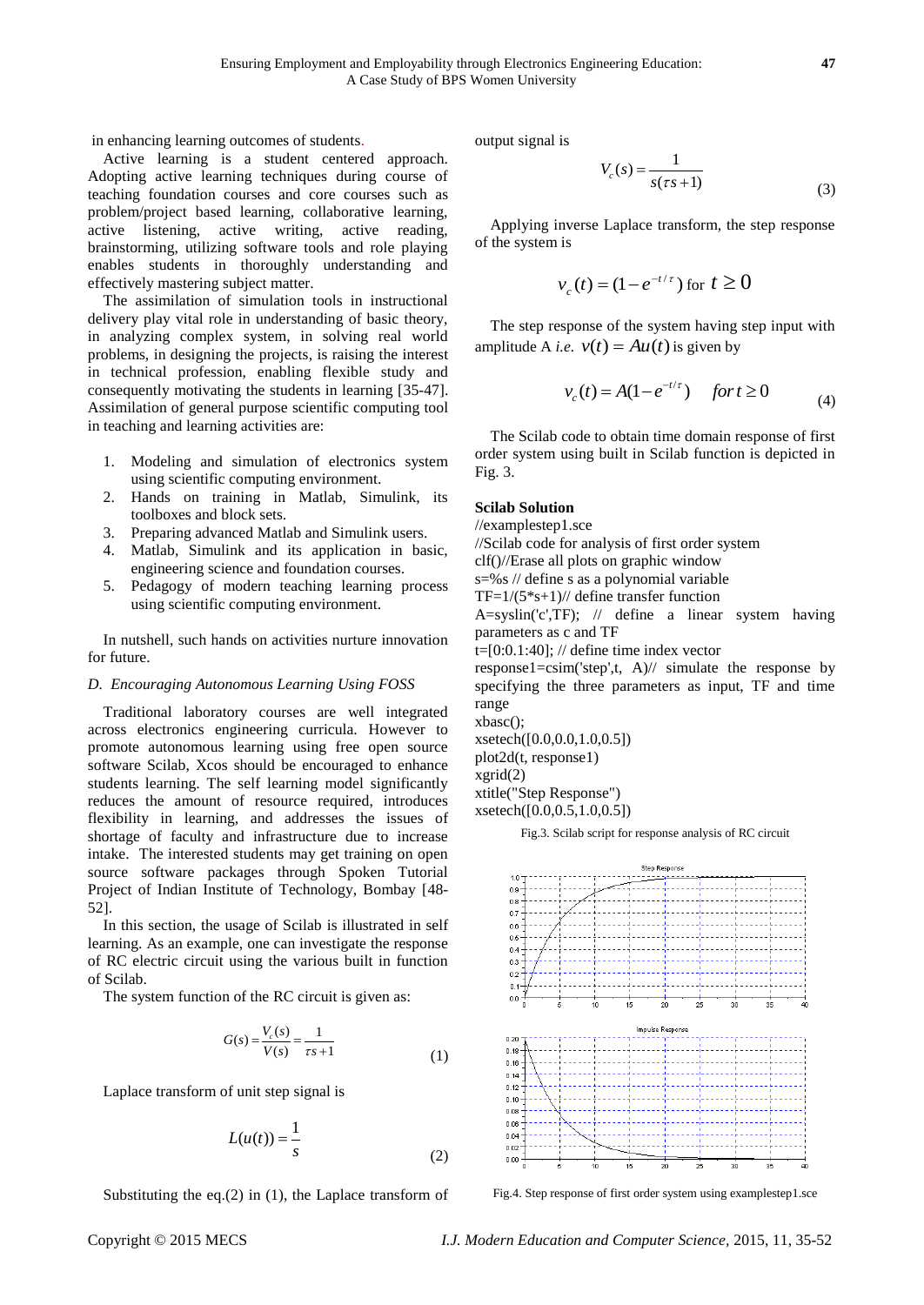in enhancing learning outcomes of students.

Active learning is a student centered approach. Adopting active learning techniques during course of teaching foundation courses and core courses such as problem/project based learning, collaborative learning, active listening, active writing, active reading, brainstorming, utilizing software tools and role playing enables students in thoroughly understanding and effectively mastering subject matter.

The assimilation of simulation tools in instructional delivery play vital role in understanding of basic theory, in analyzing complex system, in solving real world problems, in designing the projects, is raising the interest in technical profession, enabling flexible study and consequently motivating the students in learning [35-47]. Assimilation of general purpose scientific computing tool in teaching and learning activities are:

1. Modeling and simulation of electronics system using scientific computing environment.
2. Hands on training in Matlab, Simulink, its toolboxes and block sets.
3. Preparing advanced Matlab and Simulink users.
4. Matlab, Simulink and its application in basic, engineering science and foundation courses.
5. Pedagogy of modern teaching learning process using scientific computing environment.

In nutshell, such hands on activities nurture innovation for future.

### *D. Encouraging Autonomous Learning Using FOSS*

Traditional laboratory courses are well integrated across electronics engineering curricula. However to promote autonomous learning using free open source software Scilab, Xcos should be encouraged to enhance students learning. The self learning model significantly reduces the amount of resource required, introduces flexibility in learning, and addresses the issues of shortage of faculty and infrastructure due to increase intake. The interested students may get training on open source software packages through Spoken Tutorial Project of Indian Institute of Technology, Bombay [48-52].

In this section, the usage of Scilab is illustrated in self learning. As an example, one can investigate the response of RC electric circuit using the various built in function of Scilab.

The system function of the RC circuit is given as:

$$G(s) = \frac{V_c(s)}{V(s)} = \frac{1}{\tau s + 1} \tag{1}$$

Laplace transform of unit step signal is

$$L(u(t)) = \frac{1}{s} \tag{2}$$

Substituting the eq.(2) in (1), the Laplace transform of output signal is

$$V_c(s) = \frac{1}{s(\tau s + 1)} \tag{3}$$

Applying inverse Laplace transform, the step response of the system is

$$v_c(t) = (1 - e^{-t/\tau}) \text{ for } t \geq 0$$

The step response of the system having step input with amplitude A *i.e.* $v(t) = Au(t)$ is given by

$$v_c(t) = A(1 - e^{-t/\tau}) \quad for\, t \geq 0 \tag{4}$$

The Scilab code to obtain time domain response of first order system using built in Scilab function is depicted in Fig. 3.

**Scilab Solution**

```
//examplestep1.sce
//Scilab code for analysis of first order system
clf()//Erase all plots on graphic window
s=%s // define s as a polynomial variable
TF=1/(5*s+1)// define transfer function
A=syslin('c',TF); // define a linear system having parameters as c and TF
t=[0:0.1:40]; // define time index vector
response1=csim('step',t, A)// simulate the response by specifying the three parameters as input, TF and time range
xbasc();
xsetech([0.0,0.0,1.0,0.5])
plot2d(t, response1)
xgrid(2)
xtitle("Step Response")
xsetech([0.0,0.5,1.0,0.5])
```

Fig.3. Scilab script for response analysis of RC circuit

Fig.4. Step response of first order system using examplestep1.sce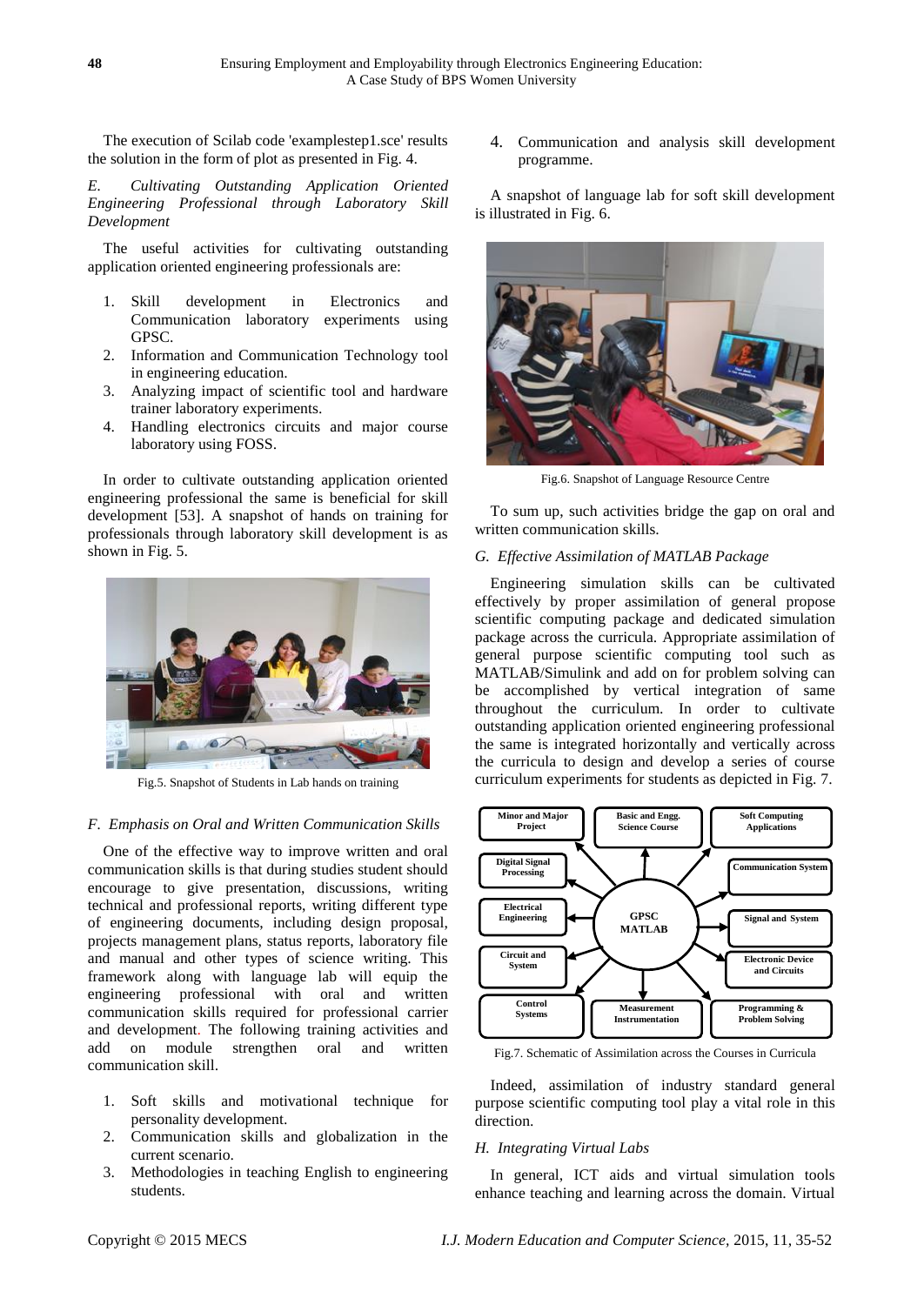The execution of Scilab code 'examplestep1.sce' results the solution in the form of plot as presented in Fig. 4.

### *E. Cultivating Outstanding Application Oriented Engineering Professional through Laboratory Skill Development*

The useful activities for cultivating outstanding application oriented engineering professionals are:

1. Skill development in Electronics and Communication laboratory experiments using GPSC.
2. Information and Communication Technology tool in engineering education.
3. Analyzing impact of scientific tool and hardware trainer laboratory experiments.
4. Handling electronics circuits and major course laboratory using FOSS.

In order to cultivate outstanding application oriented engineering professional the same is beneficial for skill development [53]. A snapshot of hands on training for professionals through laboratory skill development is as shown in Fig. 5.

Fig.5. Snapshot of Students in Lab hands on training

### *F. Emphasis on Oral and Written Communication Skills*

One of the effective way to improve written and oral communication skills is that during studies student should encourage to give presentation, discussions, writing technical and professional reports, writing different type of engineering documents, including design proposal, projects management plans, status reports, laboratory file and manual and other types of science writing. This framework along with language lab will equip the engineering professional with oral and written communication skills required for professional carrier and development. The following training activities and add on module strengthen oral and written communication skill.

1. Soft skills and motivational technique for personality development.
2. Communication skills and globalization in the current scenario.
3. Methodologies in teaching English to engineering students.
4. Communication and analysis skill development programme.

A snapshot of language lab for soft skill development is illustrated in Fig. 6.

Fig.6. Snapshot of Language Resource Centre

To sum up, such activities bridge the gap on oral and written communication skills.

### *G. Effective Assimilation of MATLAB Package*

Engineering simulation skills can be cultivated effectively by proper assimilation of general propose scientific computing package and dedicated simulation package across the curricula. Appropriate assimilation of general purpose scientific computing tool such as MATLAB/Simulink and add on for problem solving can be accomplished by vertical integration of same throughout the curriculum. In order to cultivate outstanding application oriented engineering professional the same is integrated horizontally and vertically across the curricula to design and develop a series of course curriculum experiments for students as depicted in Fig. 7.

Fig.7. Schematic of Assimilation across the Courses in Curricula

Indeed, assimilation of industry standard general purpose scientific computing tool play a vital role in this direction.

### *H. Integrating Virtual Labs*

In general, ICT aids and virtual simulation tools enhance teaching and learning across the domain. Virtual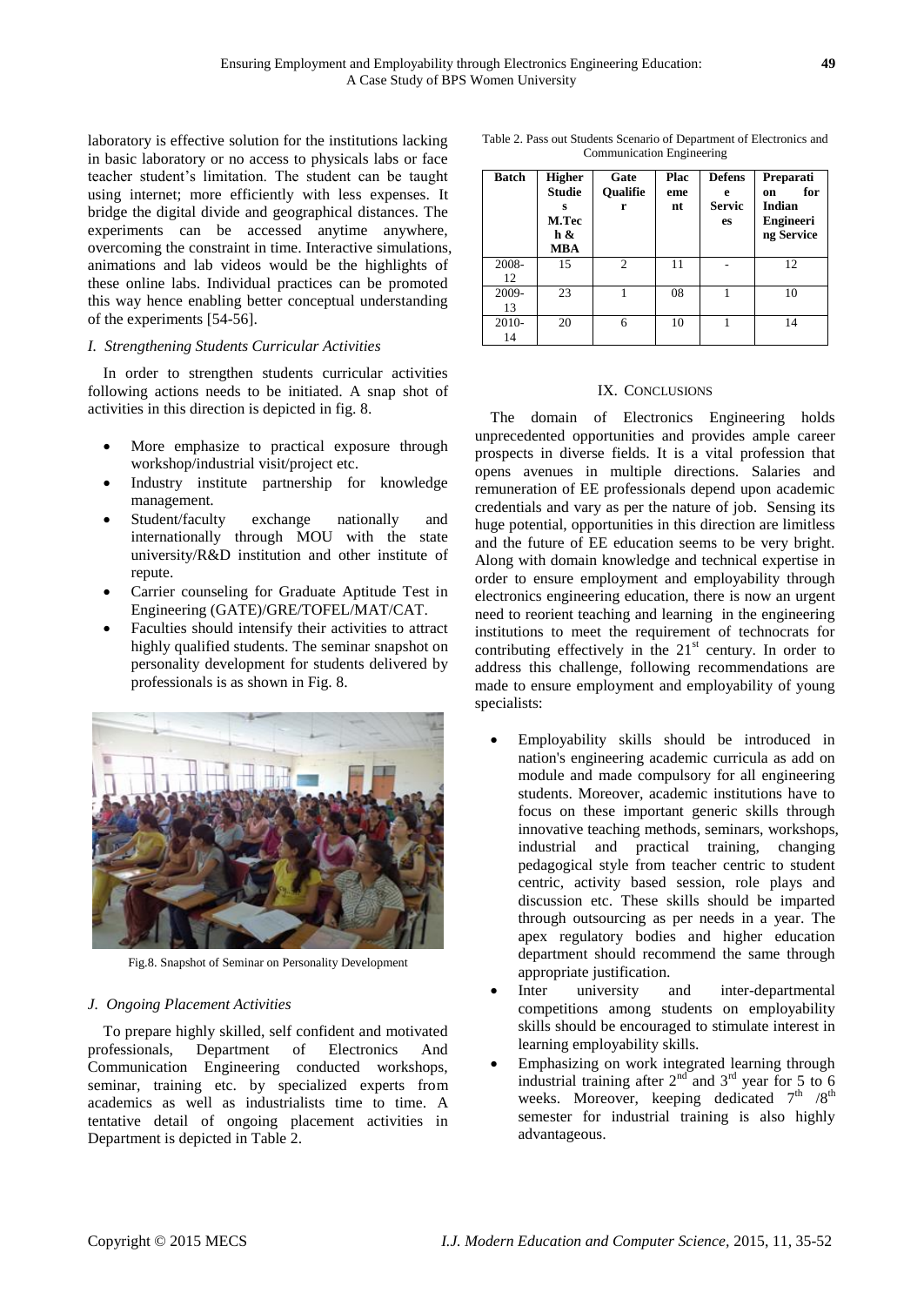laboratory is effective solution for the institutions lacking in basic laboratory or no access to physicals labs or face teacher student's limitation. The student can be taught using internet; more efficiently with less expenses. It bridge the digital divide and geographical distances. The experiments can be accessed anytime anywhere, overcoming the constraint in time. Interactive simulations, animations and lab videos would be the highlights of these online labs. Individual practices can be promoted this way hence enabling better conceptual understanding of the experiments [54-56].

### *I. Strengthening Students Curricular Activities*

In order to strengthen students curricular activities following actions needs to be initiated. A snap shot of activities in this direction is depicted in fig. 8.

- More emphasize to practical exposure through workshop/industrial visit/project etc.
- Industry institute partnership for knowledge management.
- Student/faculty exchange nationally and internationally through MOU with the state university/R&D institution and other institute of repute.
- Carrier counseling for Graduate Aptitude Test in Engineering (GATE)/GRE/TOFEL/MAT/CAT.
- Faculties should intensify their activities to attract highly qualified students. The seminar snapshot on personality development for students delivered by professionals is as shown in Fig. 8.

Fig.8. Snapshot of Seminar on Personality Development

### *J. Ongoing Placement Activities*

To prepare highly skilled, self confident and motivated professionals, Department of Electronics And Communication Engineering conducted workshops, seminar, training etc. by specialized experts from academics as well as industrialists time to time. A tentative detail of ongoing placement activities in Department is depicted in Table 2.

Table 2. Pass out Students Scenario of Department of Electronics and Communication Engineering

| Batch | Higher Studies M.Tech & MBA | Gate Qualifier | Placement | Defense Services | Preparation for Indian Engineering Service |
|---|---|---|---|---|---|
| 2008-12 | 15 | 2 | 11 | - | 12 |
| 2009-13 | 23 | 1 | 08 | 1 | 10 |
| 2010-14 | 20 | 6 | 10 | 1 | 14 |

## IX. Conclusions

The domain of Electronics Engineering holds unprecedented opportunities and provides ample career prospects in diverse fields. It is a vital profession that opens avenues in multiple directions. Salaries and remuneration of EE professionals depend upon academic credentials and vary as per the nature of job. Sensing its huge potential, opportunities in this direction are limitless and the future of EE education seems to be very bright. Along with domain knowledge and technical expertise in order to ensure employment and employability through electronics engineering education, there is now an urgent need to reorient teaching and learning in the engineering institutions to meet the requirement of technocrats for contributing effectively in the 21st century. In order to address this challenge, following recommendations are made to ensure employment and employability of young specialists:

- Employability skills should be introduced in nation's engineering academic curricula as add on module and made compulsory for all engineering students. Moreover, academic institutions have to focus on these important generic skills through innovative teaching methods, seminars, workshops, industrial and practical training, changing pedagogical style from teacher centric to student centric, activity based session, role plays and discussion etc. These skills should be imparted through outsourcing as per needs in a year. The apex regulatory bodies and higher education department should recommend the same through appropriate justification.
- Inter university and inter-departmental competitions among students on employability skills should be encouraged to stimulate interest in learning employability skills.
- Emphasizing on work integrated learning through industrial training after 2nd and 3rd year for 5 to 6 weeks. Moreover, keeping dedicated 7th /8th semester for industrial training is also highly advantageous.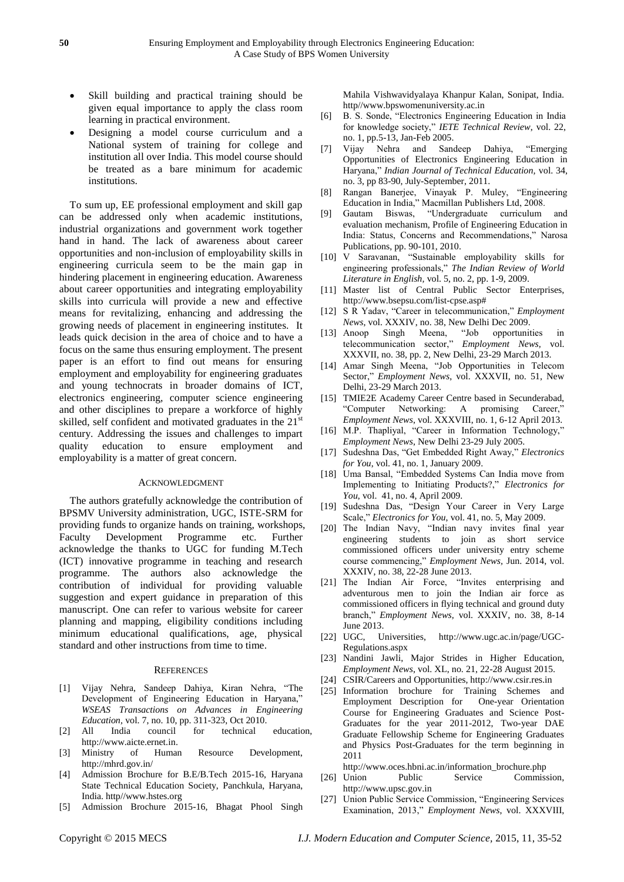- Skill building and practical training should be given equal importance to apply the class room learning in practical environment.
- Designing a model course curriculum and a National system of training for college and institution all over India. This model course should be treated as a bare minimum for academic institutions.

To sum up, EE professional employment and skill gap can be addressed only when academic institutions, industrial organizations and government work together hand in hand. The lack of awareness about career opportunities and non-inclusion of employability skills in engineering curricula seem to be the main gap in hindering placement in engineering education. Awareness about career opportunities and integrating employability skills into curricula will provide a new and effective means for revitalizing, enhancing and addressing the growing needs of placement in engineering institutes. It leads quick decision in the area of choice and to have a focus on the same thus ensuring employment. The present paper is an effort to find out means for ensuring employment and employability for engineering graduates and young technocrats in broader domains of ICT, electronics engineering, computer science engineering and other disciplines to prepare a workforce of highly skilled, self confident and motivated graduates in the 21st century. Addressing the issues and challenges to impart quality education to ensure employment and employability is a matter of great concern.

## ACKNOWLEDGMENT

The authors gratefully acknowledge the contribution of BPSMV University administration, UGC, ISTE-SRM for providing funds to organize hands on training, workshops, Faculty Development Programme etc. Further acknowledge the thanks to UGC for funding M.Tech (ICT) innovative programme in teaching and research programme. The authors also acknowledge the contribution of individual for providing valuable suggestion and expert guidance in preparation of this manuscript. One can refer to various website for career planning and mapping, eligibility conditions including minimum educational qualifications, age, physical standard and other instructions from time to time.

## REFERENCES

[1] Vijay Nehra, Sandeep Dahiya, Kiran Nehra, "The Development of Engineering Education in Haryana," *WSEAS Transactions on Advances in Engineering Education*, vol. 7, no. 10, pp. 311-323, Oct 2010.

[2] All India council for technical education, http://www.aicte.ernet.in.

[3] Ministry of Human Resource Development, http://mhrd.gov.in/

[4] Admission Brochure for B.E/B.Tech 2015-16, Haryana State Technical Education Society, Panchkula, Haryana, India. http//www.hstes.org

[5] Admission Brochure 2015-16, Bhagat Phool Singh Mahila Vishwavidyalaya Khanpur Kalan, Sonipat, India. http//www.bpswomenuniversity.ac.in

[6] B. S. Sonde, "Electronics Engineering Education in India for knowledge society," *IETE Technical Review*, vol. 22, no. 1, pp.5-13, Jan-Feb 2005.

[7] Vijay Nehra and Sandeep Dahiya, "Emerging Opportunities of Electronics Engineering Education in Haryana," *Indian Journal of Technical Education*, vol. 34, no. 3, pp 83-90, July-September, 2011.

[8] Rangan Banerjee, Vinayak P. Muley, "Engineering Education in India," Macmillan Publishers Ltd, 2008.

[9] Gautam Biswas, "Undergraduate curriculum and evaluation mechanism, Profile of Engineering Education in India: Status, Concerns and Recommendations," Narosa Publications, pp. 90-101, 2010.

[10] V Saravanan, "Sustainable employability skills for engineering professionals," *The Indian Review of World Literature in English*, vol. 5, no. 2, pp. 1-9, 2009.

[11] Master list of Central Public Sector Enterprises, http://www.bsepsu.com/list-cpse.asp#

[12] S R Yadav, "Career in telecommunication," *Employment News*, vol. XXXIV, no. 38, New Delhi Dec 2009.

[13] Anoop Singh Meena, "Job opportunities in telecommunication sector," *Employment News*, vol. XXXVII, no. 38, pp. 2, New Delhi, 23-29 March 2013.

[14] Amar Singh Meena, "Job Opportunities in Telecom Sector," *Employment News*, vol. XXXVII, no. 51, New Delhi, 23-29 March 2013.

[15] TMIE2E Academy Career Centre based in Secunderabad, "Computer Networking: A promising Career," *Employment News*, vol. XXXVIII, no. 1, 6-12 April 2013.

[16] M.P. Thapliyal, "Career in Information Technology," *Employment News*, New Delhi 23-29 July 2005.

[17] Sudeshna Das, "Get Embedded Right Away," *Electronics for You*, vol. 41, no. 1, January 2009.

[18] Uma Bansal, "Embedded Systems Can India move from Implementing to Initiating Products?," *Electronics for You*, vol. 41, no. 4, April 2009.

[19] Sudeshna Das, "Design Your Career in Very Large Scale," *Electronics for You*, vol. 41, no. 5, May 2009.

[20] The Indian Navy, "Indian navy invites final year engineering students to join as short service commissioned officers under university entry scheme course commencing," *Employment News*, Jun. 2014, vol. XXXIV, no. 38, 22-28 June 2013.

[21] The Indian Air Force, "Invites enterprising and adventurous men to join the Indian air force as commissioned officers in flying technical and ground duty branch," *Employment News*, vol. XXXIV, no. 38, 8-14 June 2013.

[22] UGC, Universities, http://www.ugc.ac.in/page/UGC-Regulations.aspx

[23] Nandini Jawli, Major Strides in Higher Education, *Employment News*, vol. XL, no. 21, 22-28 August 2015.

[24] CSIR/Careers and Opportunities, http://www.csir.res.in

[25] Information brochure for Training Schemes and Employment Description for One-year Orientation Course for Engineering Graduates and Science Post-Graduates for the year 2011-2012, Two-year DAE Graduate Fellowship Scheme for Engineering Graduates and Physics Post-Graduates for the term beginning in 2011 http://www.oces.hbni.ac.in/information_brochure.php

[26] Union Public Service Commission, http://www.upsc.gov.in

[27] Union Public Service Commission, "Engineering Services Examination, 2013," *Employment News*, vol. XXXVIII,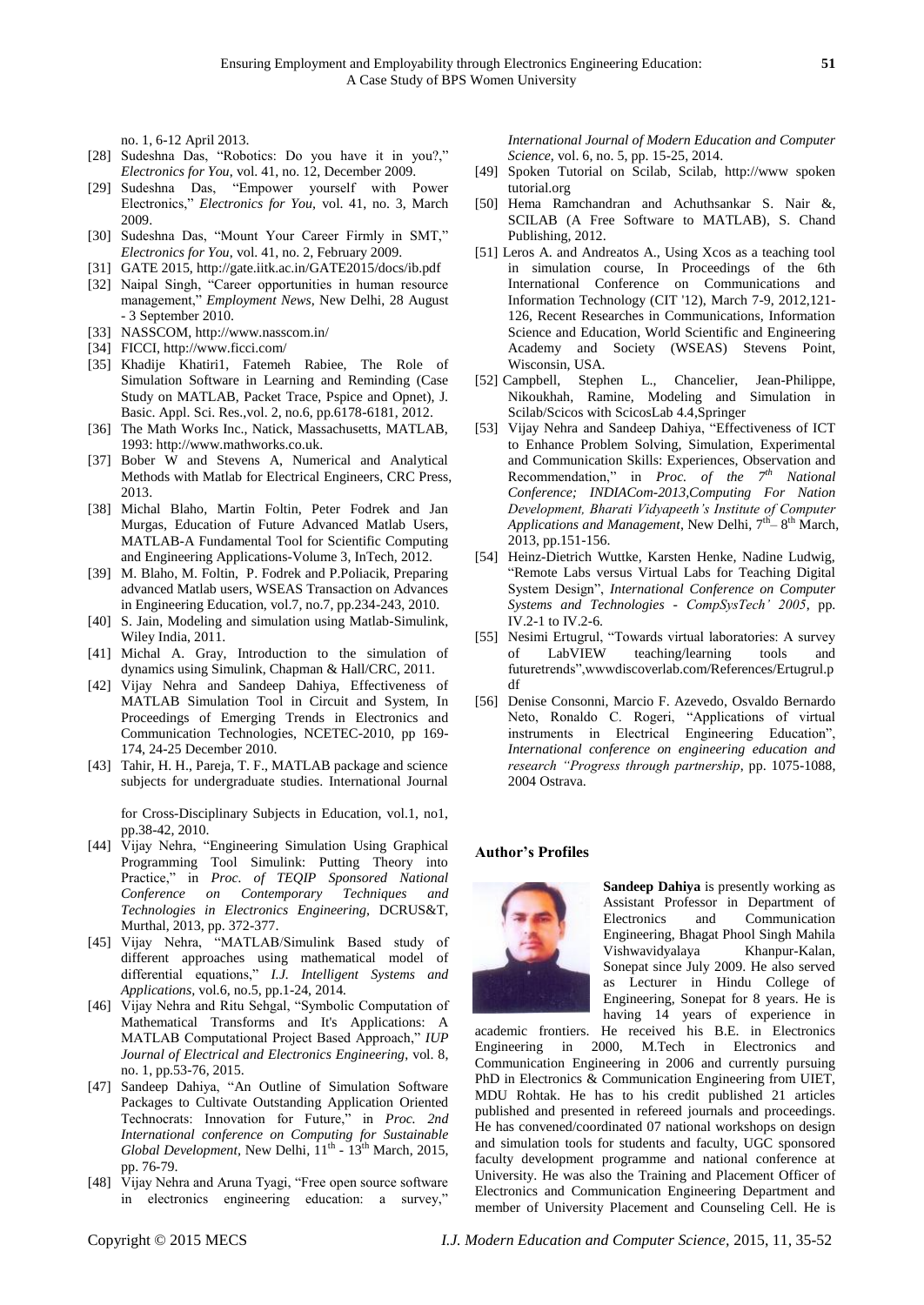no. 1, 6-12 April 2013.

[28] Sudeshna Das, "Robotics: Do you have it in you?," *Electronics for You*, vol. 41, no. 12, December 2009.

[29] Sudeshna Das, "Empower yourself with Power Electronics," *Electronics for You*, vol. 41, no. 3, March 2009.

[30] Sudeshna Das, "Mount Your Career Firmly in SMT," *Electronics for You*, vol. 41, no. 2, February 2009.

[31] GATE 2015, http://gate.iitk.ac.in/GATE2015/docs/ib.pdf

[32] Naipal Singh, "Career opportunities in human resource management," *Employment News*, New Delhi, 28 August - 3 September 2010.

[33] NASSCOM, http://www.nasscom.in/

[34] FICCI, http://www.ficci.com/

[35] Khadije Khatiri1, Fatemeh Rabiee, The Role of Simulation Software in Learning and Reminding (Case Study on MATLAB, Packet Trace, Pspice and Opnet), J. Basic. Appl. Sci. Res.,vol. 2, no.6, pp.6178-6181, 2012.

[36] The Math Works Inc., Natick, Massachusetts, MATLAB, 1993: http://www.mathworks.co.uk.

[37] Bober W and Stevens A, Numerical and Analytical Methods with Matlab for Electrical Engineers, CRC Press, 2013.

[38] Michal Blaho, Martin Foltin, Peter Fodrek and Jan Murgas, Education of Future Advanced Matlab Users, MATLAB-A Fundamental Tool for Scientific Computing and Engineering Applications-Volume 3, InTech, 2012.

[39] M. Blaho, M. Foltin, P. Fodrek and P.Poliacik, Preparing advanced Matlab users, WSEAS Transaction on Advances in Engineering Education, vol.7, no.7, pp.234-243, 2010.

[40] S. Jain, Modeling and simulation using Matlab-Simulink, Wiley India, 2011.

[41] Michal A. Gray, Introduction to the simulation of dynamics using Simulink, Chapman & Hall/CRC, 2011.

[42] Vijay Nehra and Sandeep Dahiya, Effectiveness of MATLAB Simulation Tool in Circuit and System, In Proceedings of Emerging Trends in Electronics and Communication Technologies, NCETEC-2010, pp 169-174, 24-25 December 2010.

[43] Tahir, H. H., Pareja, T. F., MATLAB package and science subjects for undergraduate studies. International Journal for Cross-Disciplinary Subjects in Education, vol.1, no1, pp.38-42, 2010.

[44] Vijay Nehra, "Engineering Simulation Using Graphical Programming Tool Simulink: Putting Theory into Practice," in *Proc. of TEQIP Sponsored National Conference on Contemporary Techniques and Technologies in Electronics Engineering*, DCRUS&T, Murthal, 2013, pp. 372-377.

[45] Vijay Nehra, "MATLAB/Simulink Based study of different approaches using mathematical model of differential equations," *I.J. Intelligent Systems and Applications*, vol.6, no.5, pp.1-24, 2014.

[46] Vijay Nehra and Ritu Sehgal, "Symbolic Computation of Mathematical Transforms and It's Applications: A MATLAB Computational Project Based Approach," *IUP Journal of Electrical and Electronics Engineering*, vol. 8, no. 1, pp.53-76, 2015.

[47] Sandeep Dahiya, "An Outline of Simulation Software Packages to Cultivate Outstanding Application Oriented Technocrats: Innovation for Future," in *Proc. 2nd International conference on Computing for Sustainable Global Development*, New Delhi, 11th - 13th March, 2015, pp. 76-79.

[48] Vijay Nehra and Aruna Tyagi, "Free open source software in electronics engineering education: a survey," *International Journal of Modern Education and Computer Science*, vol. 6, no. 5, pp. 15-25, 2014.

[49] Spoken Tutorial on Scilab, Scilab, http://www spoken tutorial.org

[50] Hema Ramchandran and Achuthsankar S. Nair &, SCILAB (A Free Software to MATLAB), S. Chand Publishing, 2012.

[51] Leros A. and Andreatos A., Using Xcos as a teaching tool in simulation course, In Proceedings of the 6th International Conference on Communications and Information Technology (CIT '12), March 7-9, 2012,121-126, Recent Researches in Communications, Information Science and Education, World Scientific and Engineering Academy and Society (WSEAS) Stevens Point, Wisconsin, USA.

[52] Campbell, Stephen L., Chancelier, Jean-Philippe, Nikoukhah, Ramine, Modeling and Simulation in Scilab/Scicos with ScicosLab 4.4,Springer

[53] Vijay Nehra and Sandeep Dahiya, "Effectiveness of ICT to Enhance Problem Solving, Simulation, Experimental and Communication Skills: Experiences, Observation and Recommendation," in *Proc. of the 7th National Conference; INDIACom-2013,Computing For Nation Development, Bharati Vidyapeeth's Institute of Computer Applications and Management*, New Delhi, 7th – 8th March, 2013, pp.151-156.

[54] Heinz-Dietrich Wuttke, Karsten Henke, Nadine Ludwig, "Remote Labs versus Virtual Labs for Teaching Digital System Design", *International Conference on Computer Systems and Technologies - CompSysTech' 2005*, pp. IV.2-1 to IV.2-6.

[55] Nesimi Ertugrul, "Towards virtual laboratories: A survey of LabVIEW teaching/learning tools and futuretrends",wwwdiscoverlab.com/References/Ertugrul.pdf

[56] Denise Consonni, Marcio F. Azevedo, Osvaldo Bernardo Neto, Ronaldo C. Rogeri, "Applications of virtual instruments in Electrical Engineering Education", *International conference on engineering education and research "Progress through partnership*, pp. 1075-1088, 2004 Ostrava.

## Author's Profiles

**Sandeep Dahiya** is presently working as Assistant Professor in Department of Electronics and Communication Engineering, Bhagat Phool Singh Mahila Vishwavidyalaya Khanpur-Kalan, Sonepat since July 2009. He also served as Lecturer in Hindu College of Engineering, Sonepat for 8 years. He is having 14 years of experience in academic frontiers. He received his B.E. in Electronics Engineering in 2000, M.Tech in Electronics and Communication Engineering in 2006 and currently pursuing PhD in Electronics & Communication Engineering from UIET, MDU Rohtak. He has to his credit published 21 articles published and presented in refereed journals and proceedings. He has convened/coordinated 07 national workshops on design and simulation tools for students and faculty, UGC sponsored faculty development programme and national conference at University. He was also the Training and Placement Officer of Electronics and Communication Engineering Department and member of University Placement and Counseling Cell. He is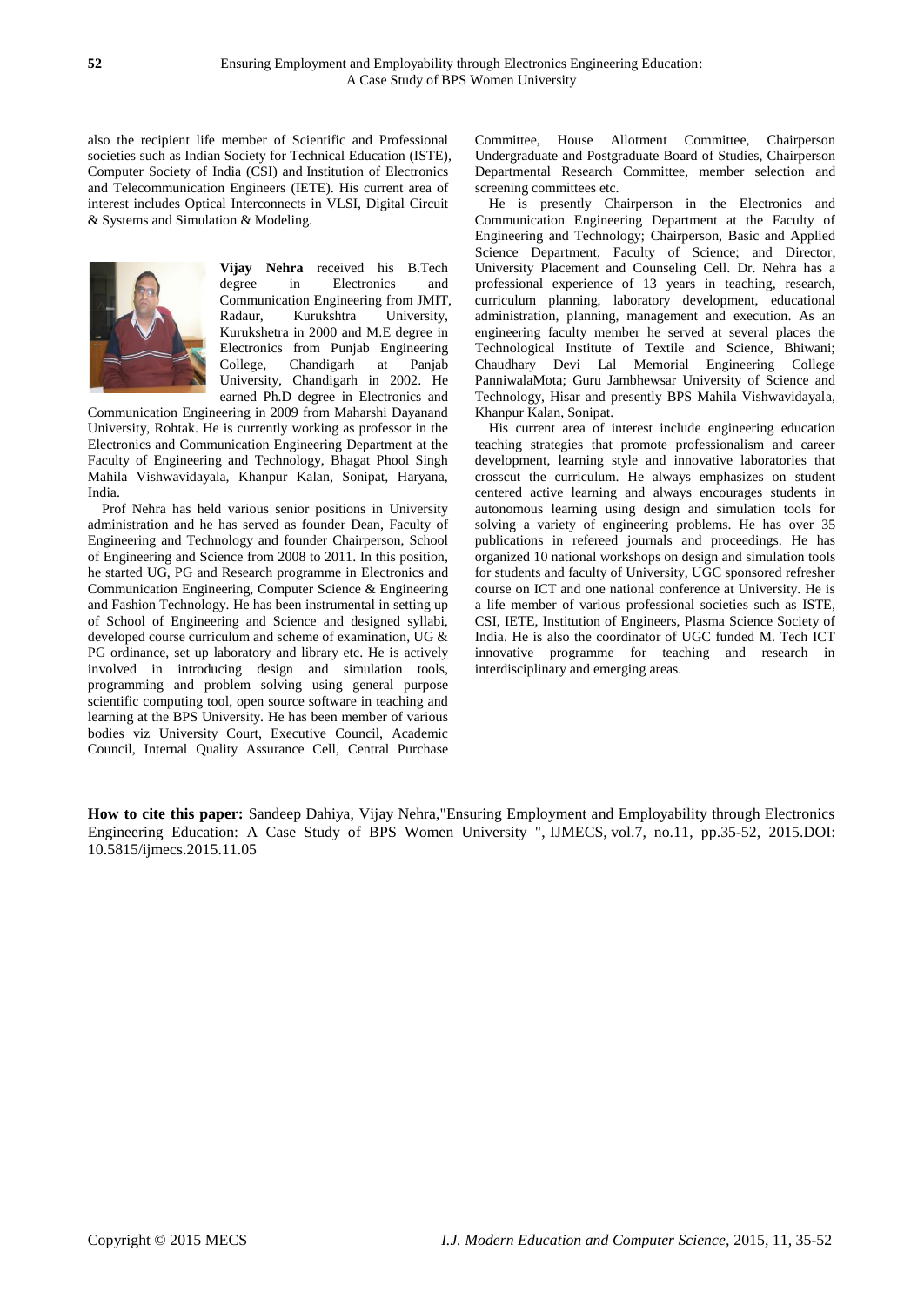also the recipient life member of Scientific and Professional societies such as Indian Society for Technical Education (ISTE), Computer Society of India (CSI) and Institution of Electronics and Telecommunication Engineers (IETE). His current area of interest includes Optical Interconnects in VLSI, Digital Circuit & Systems and Simulation & Modeling.

**Vijay Nehra** received his B.Tech degree in Electronics and Communication Engineering from JMIT, Radaur, Kurukshtra University, Kurukshetra in 2000 and M.E degree in Electronics from Punjab Engineering College, Chandigarh at Panjab University, Chandigarh in 2002. He earned Ph.D degree in Electronics and Communication Engineering in 2009 from Maharshi Dayanand University, Rohtak. He is currently working as professor in the Electronics and Communication Engineering Department at the Faculty of Engineering and Technology, Bhagat Phool Singh Mahila Vishwavidayala, Khanpur Kalan, Sonipat, Haryana, India.

Prof Nehra has held various senior positions in University administration and he has served as founder Dean, Faculty of Engineering and Technology and founder Chairperson, School of Engineering and Science from 2008 to 2011. In this position, he started UG, PG and Research programme in Electronics and Communication Engineering, Computer Science & Engineering and Fashion Technology. He has been instrumental in setting up of School of Engineering and Science and designed syllabi, developed course curriculum and scheme of examination, UG & PG ordinance, set up laboratory and library etc. He is actively involved in introducing design and simulation tools, programming and problem solving using general purpose scientific computing tool, open source software in teaching and learning at the BPS University. He has been member of various bodies viz University Court, Executive Council, Academic Council, Internal Quality Assurance Cell, Central Purchase Committee, House Allotment Committee, Chairperson Undergraduate and Postgraduate Board of Studies, Chairperson Departmental Research Committee, member selection and screening committees etc.

He is presently Chairperson in the Electronics and Communication Engineering Department at the Faculty of Engineering and Technology; Chairperson, Basic and Applied Science Department, Faculty of Science; and Director, University Placement and Counseling Cell. Dr. Nehra has a professional experience of 13 years in teaching, research, curriculum planning, laboratory development, educational administration, planning, management and execution. As an engineering faculty member he served at several places the Technological Institute of Textile and Science, Bhiwani; Chaudhary Devi Lal Memorial Engineering College PanniwalaMota; Guru Jambhewsar University of Science and Technology, Hisar and presently BPS Mahila Vishwavidayala, Khanpur Kalan, Sonipat.

His current area of interest include engineering education teaching strategies that promote professionalism and career development, learning style and innovative laboratories that crosscut the curriculum. He always emphasizes on student centered active learning and always encourages students in autonomous learning using design and simulation tools for solving a variety of engineering problems. He has over 35 publications in refereed journals and proceedings. He has organized 10 national workshops on design and simulation tools for students and faculty of University, UGC sponsored refresher course on ICT and one national conference at University. He is a life member of various professional societies such as ISTE, CSI, IETE, Institution of Engineers, Plasma Science Society of India. He is also the coordinator of UGC funded M. Tech ICT innovative programme for teaching and research in interdisciplinary and emerging areas.

**How to cite this paper:** Sandeep Dahiya, Vijay Nehra,"Ensuring Employment and Employability through Electronics Engineering Education: A Case Study of BPS Women University ", IJMECS, vol.7, no.11, pp.35-52, 2015.DOI: 10.5815/ijmecs.2015.11.05